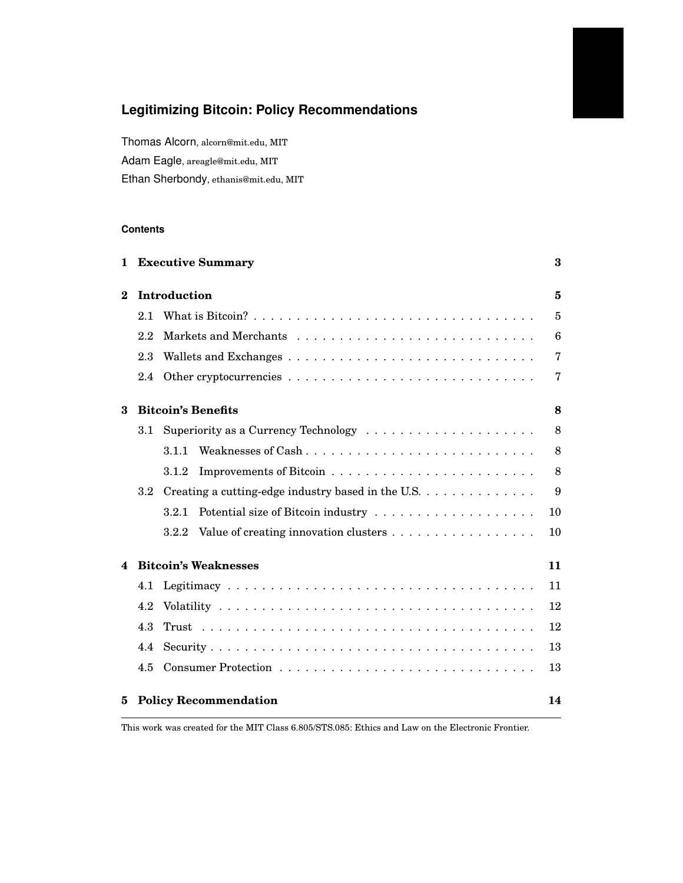# Legitimizing Bitcoin: Policy Recommendations

Thomas Alcorn, alcorn@mit.edu, MIT

Adam Eagle, areagle@mit.edu, MIT

Ethan Sherbondy, ethanis@mit.edu, MIT

#### Contents

**1 Executive Summary** **3**

**2 Introduction** **5**

- 2.1 What is Bitcoin? 5
- 2.2 Markets and Merchants 6
- 2.3 Wallets and Exchanges 7
- 2.4 Other cryptocurrencies 7

**3 Bitcoin's Benefits** **8**

- 3.1 Superiority as a Currency Technology 8
  - 3.1.1 Weaknesses of Cash 8
  - 3.1.2 Improvements of Bitcoin 8
- 3.2 Creating a cutting-edge industry based in the U.S. 9
  - 3.2.1 Potential size of Bitcoin industry 10
  - 3.2.2 Value of creating innovation clusters 10

**4 Bitcoin's Weaknesses** **11**

- 4.1 Legitimacy 11
- 4.2 Volatility 12
- 4.3 Trust 12
- 4.4 Security 13
- 4.5 Consumer Protection 13

**5 Policy Recommendation** **14**

---

This work was created for the MIT Class 6.805/STS.085: Ethics and Law on the Electronic Frontier.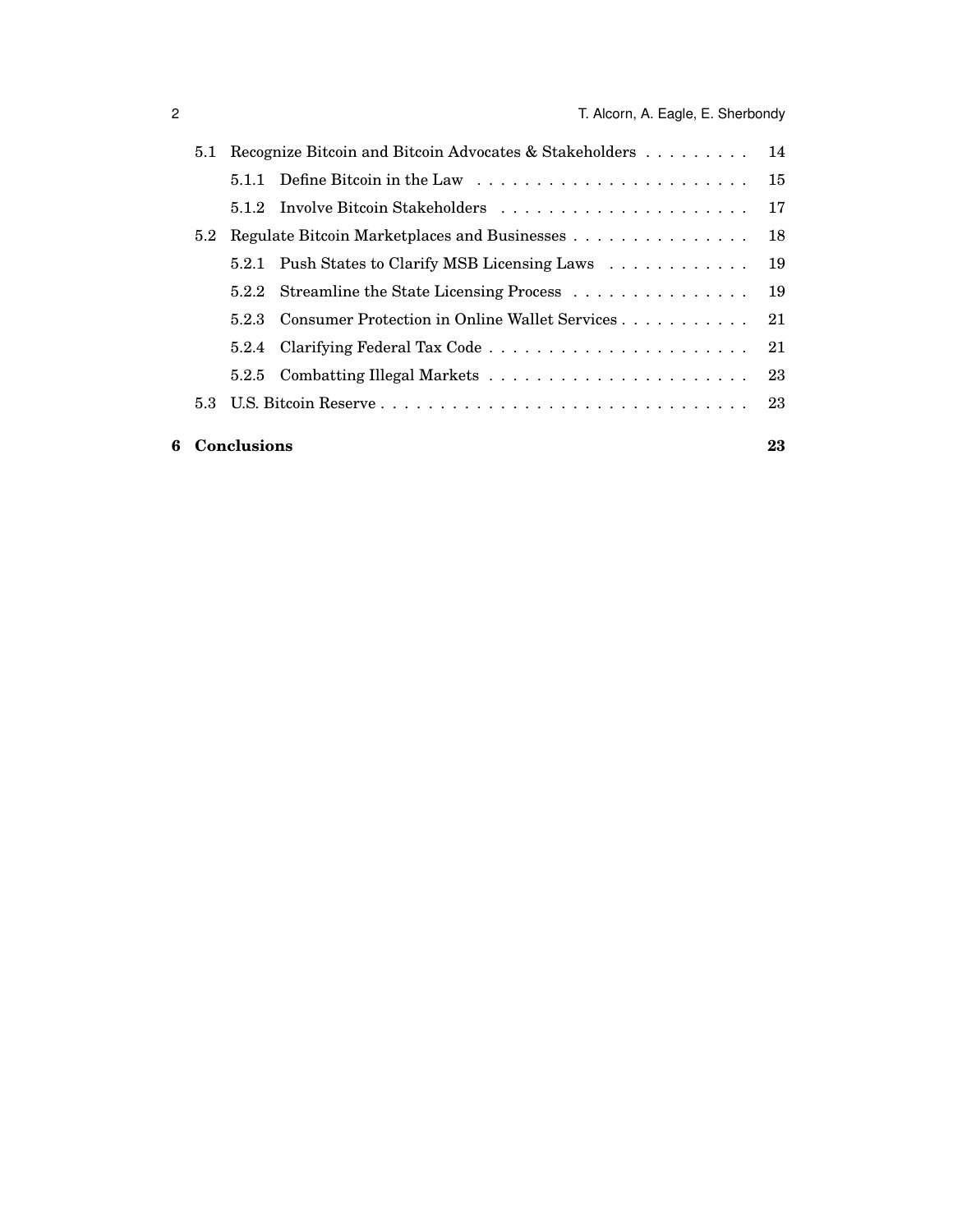- 5.1 Recognize Bitcoin and Bitcoin Advocates & Stakeholders . . . . . . . . . 14
  - 5.1.1 Define Bitcoin in the Law . . . . . . . . . . . . . . . . . . . . . . . 15
  - 5.1.2 Involve Bitcoin Stakeholders . . . . . . . . . . . . . . . . . . . . . 17
- 5.2 Regulate Bitcoin Marketplaces and Businesses . . . . . . . . . . . . . . . 18
  - 5.2.1 Push States to Clarify MSB Licensing Laws . . . . . . . . . . . . 19
  - 5.2.2 Streamline the State Licensing Process . . . . . . . . . . . . . . . 19
  - 5.2.3 Consumer Protection in Online Wallet Services . . . . . . . . . . . 21
  - 5.2.4 Clarifying Federal Tax Code . . . . . . . . . . . . . . . . . . . . . 21
  - 5.2.5 Combatting Illegal Markets . . . . . . . . . . . . . . . . . . . . . . 23
- 5.3 U.S. Bitcoin Reserve . . . . . . . . . . . . . . . . . . . . . . . . . . . . . . 23

**6 Conclusions** **23**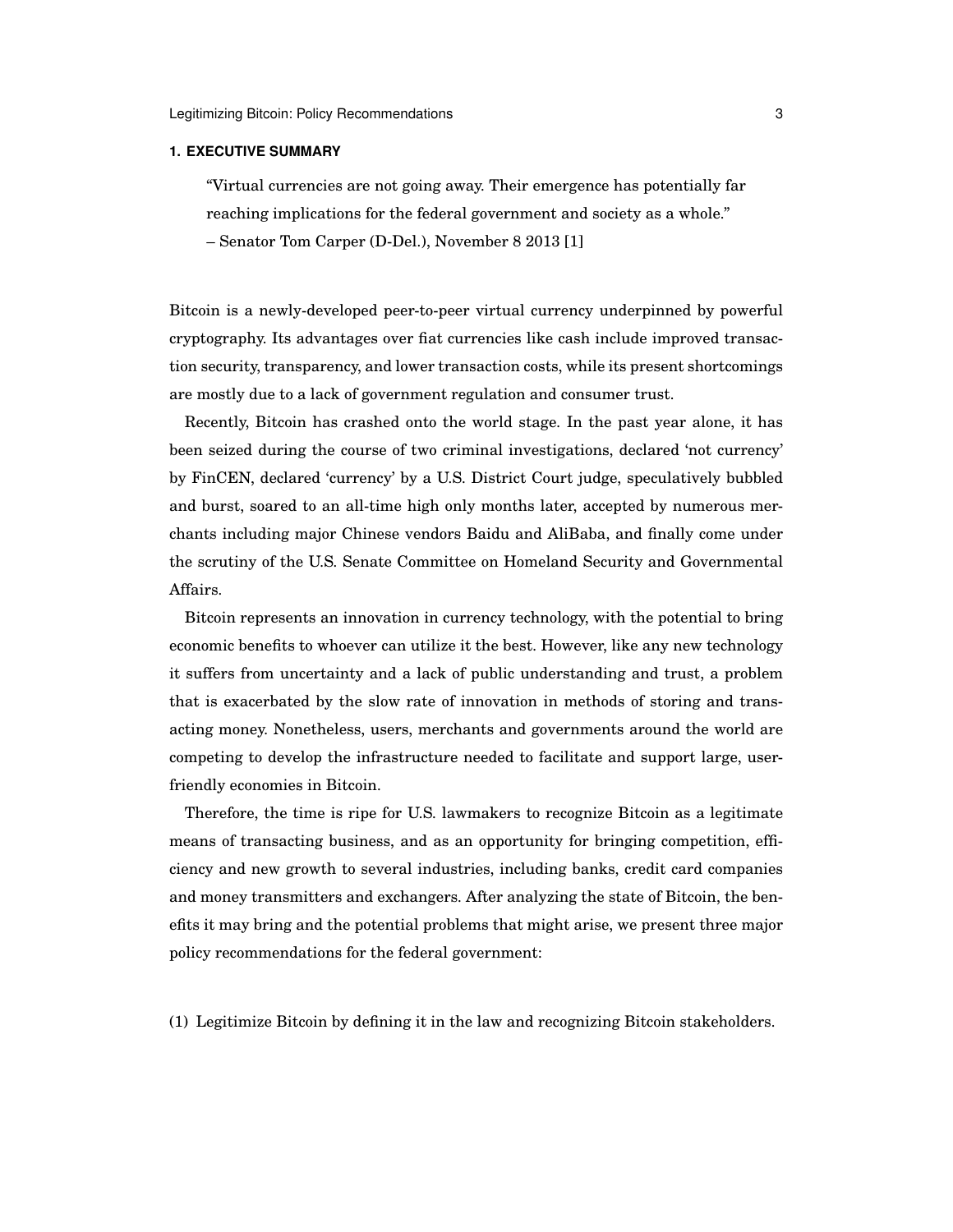## 1. EXECUTIVE SUMMARY

> "Virtual currencies are not going away. Their emergence has potentially far reaching implications for the federal government and society as a whole."
> – Senator Tom Carper (D-Del.), November 8 2013 [1]

Bitcoin is a newly-developed peer-to-peer virtual currency underpinned by powerful cryptography. Its advantages over fiat currencies like cash include improved transaction security, transparency, and lower transaction costs, while its present shortcomings are mostly due to a lack of government regulation and consumer trust.

Recently, Bitcoin has crashed onto the world stage. In the past year alone, it has been seized during the course of two criminal investigations, declared 'not currency' by FinCEN, declared 'currency' by a U.S. District Court judge, speculatively bubbled and burst, soared to an all-time high only months later, accepted by numerous merchants including major Chinese vendors Baidu and AliBaba, and finally come under the scrutiny of the U.S. Senate Committee on Homeland Security and Governmental Affairs.

Bitcoin represents an innovation in currency technology, with the potential to bring economic benefits to whoever can utilize it the best. However, like any new technology it suffers from uncertainty and a lack of public understanding and trust, a problem that is exacerbated by the slow rate of innovation in methods of storing and transacting money. Nonetheless, users, merchants and governments around the world are competing to develop the infrastructure needed to facilitate and support large, user-friendly economies in Bitcoin.

Therefore, the time is ripe for U.S. lawmakers to recognize Bitcoin as a legitimate means of transacting business, and as an opportunity for bringing competition, efficiency and new growth to several industries, including banks, credit card companies and money transmitters and exchangers. After analyzing the state of Bitcoin, the benefits it may bring and the potential problems that might arise, we present three major policy recommendations for the federal government:

(1) Legitimize Bitcoin by defining it in the law and recognizing Bitcoin stakeholders.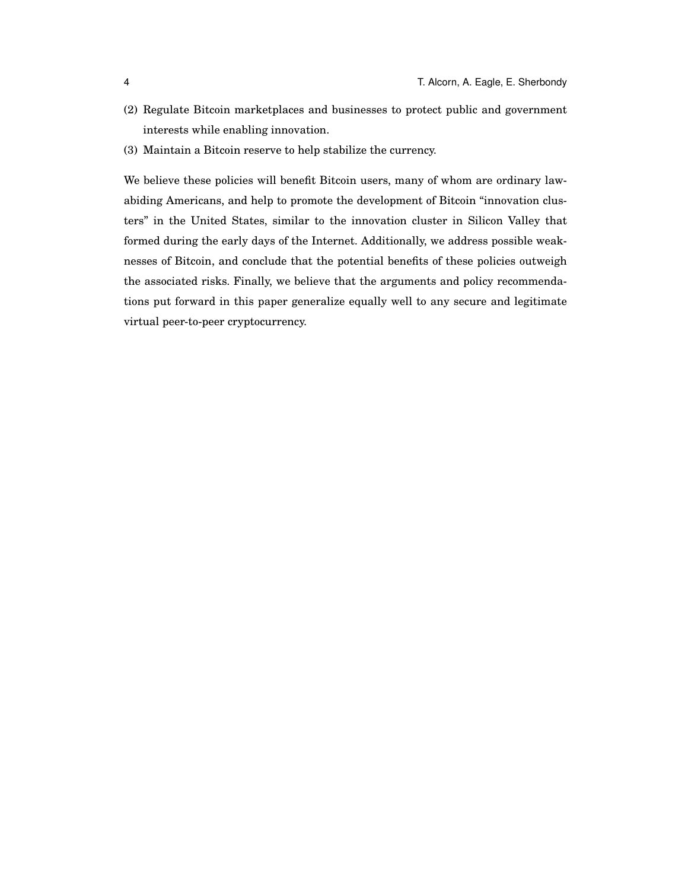(2) Regulate Bitcoin marketplaces and businesses to protect public and government interests while enabling innovation.
(3) Maintain a Bitcoin reserve to help stabilize the currency.

We believe these policies will benefit Bitcoin users, many of whom are ordinary law-abiding Americans, and help to promote the development of Bitcoin "innovation clusters" in the United States, similar to the innovation cluster in Silicon Valley that formed during the early days of the Internet. Additionally, we address possible weaknesses of Bitcoin, and conclude that the potential benefits of these policies outweigh the associated risks. Finally, we believe that the arguments and policy recommendations put forward in this paper generalize equally well to any secure and legitimate virtual peer-to-peer cryptocurrency.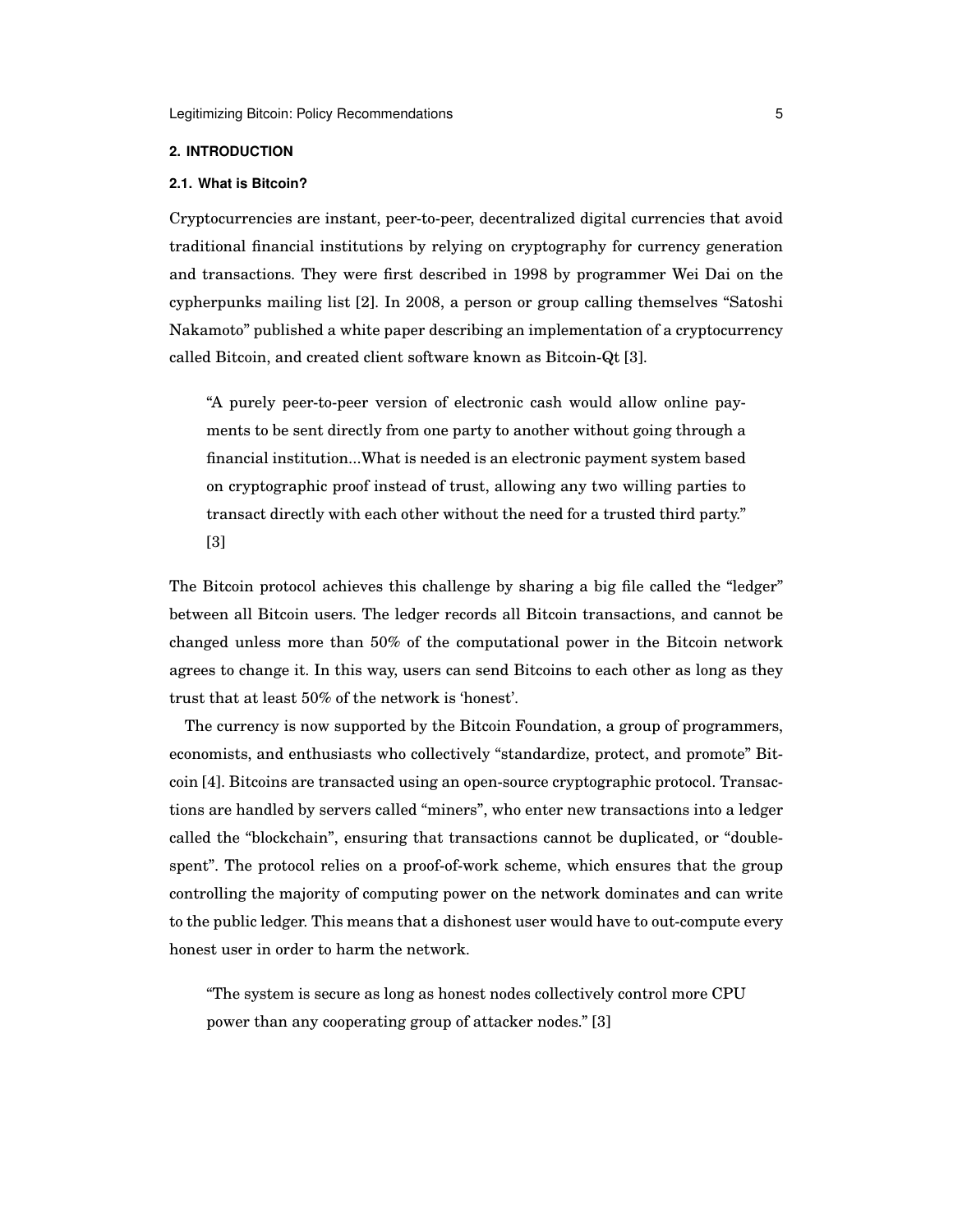## 2. INTRODUCTION

### 2.1. What is Bitcoin?

Cryptocurrencies are instant, peer-to-peer, decentralized digital currencies that avoid traditional financial institutions by relying on cryptography for currency generation and transactions. They were first described in 1998 by programmer Wei Dai on the cypherpunks mailing list [2]. In 2008, a person or group calling themselves "Satoshi Nakamoto" published a white paper describing an implementation of a cryptocurrency called Bitcoin, and created client software known as Bitcoin-Qt [3].

> "A purely peer-to-peer version of electronic cash would allow online payments to be sent directly from one party to another without going through a financial institution...What is needed is an electronic payment system based on cryptographic proof instead of trust, allowing any two willing parties to transact directly with each other without the need for a trusted third party." [3]

The Bitcoin protocol achieves this challenge by sharing a big file called the "ledger" between all Bitcoin users. The ledger records all Bitcoin transactions, and cannot be changed unless more than 50% of the computational power in the Bitcoin network agrees to change it. In this way, users can send Bitcoins to each other as long as they trust that at least 50% of the network is 'honest'.

The currency is now supported by the Bitcoin Foundation, a group of programmers, economists, and enthusiasts who collectively "standardize, protect, and promote" Bitcoin [4]. Bitcoins are transacted using an open-source cryptographic protocol. Transactions are handled by servers called "miners", who enter new transactions into a ledger called the "blockchain", ensuring that transactions cannot be duplicated, or "double-spent". The protocol relies on a proof-of-work scheme, which ensures that the group controlling the majority of computing power on the network dominates and can write to the public ledger. This means that a dishonest user would have to out-compute every honest user in order to harm the network.

> "The system is secure as long as honest nodes collectively control more CPU power than any cooperating group of attacker nodes." [3]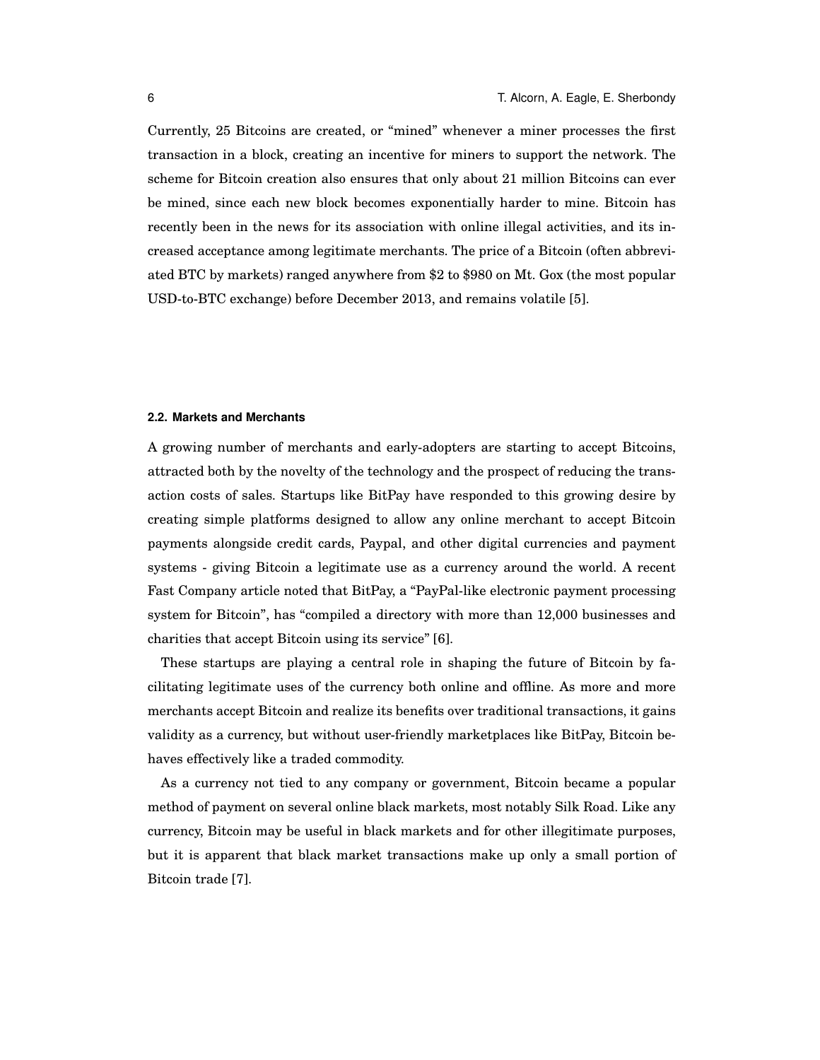Currently, 25 Bitcoins are created, or "mined" whenever a miner processes the first transaction in a block, creating an incentive for miners to support the network. The scheme for Bitcoin creation also ensures that only about 21 million Bitcoins can ever be mined, since each new block becomes exponentially harder to mine. Bitcoin has recently been in the news for its association with online illegal activities, and its increased acceptance among legitimate merchants. The price of a Bitcoin (often abbreviated BTC by markets) ranged anywhere from $2 to $980 on Mt. Gox (the most popular USD-to-BTC exchange) before December 2013, and remains volatile [5].

### 2.2. Markets and Merchants

A growing number of merchants and early-adopters are starting to accept Bitcoins, attracted both by the novelty of the technology and the prospect of reducing the transaction costs of sales. Startups like BitPay have responded to this growing desire by creating simple platforms designed to allow any online merchant to accept Bitcoin payments alongside credit cards, Paypal, and other digital currencies and payment systems - giving Bitcoin a legitimate use as a currency around the world. A recent Fast Company article noted that BitPay, a "PayPal-like electronic payment processing system for Bitcoin", has "compiled a directory with more than 12,000 businesses and charities that accept Bitcoin using its service" [6].

These startups are playing a central role in shaping the future of Bitcoin by facilitating legitimate uses of the currency both online and offline. As more and more merchants accept Bitcoin and realize its benefits over traditional transactions, it gains validity as a currency, but without user-friendly marketplaces like BitPay, Bitcoin behaves effectively like a traded commodity.

As a currency not tied to any company or government, Bitcoin became a popular method of payment on several online black markets, most notably Silk Road. Like any currency, Bitcoin may be useful in black markets and for other illegitimate purposes, but it is apparent that black market transactions make up only a small portion of Bitcoin trade [7].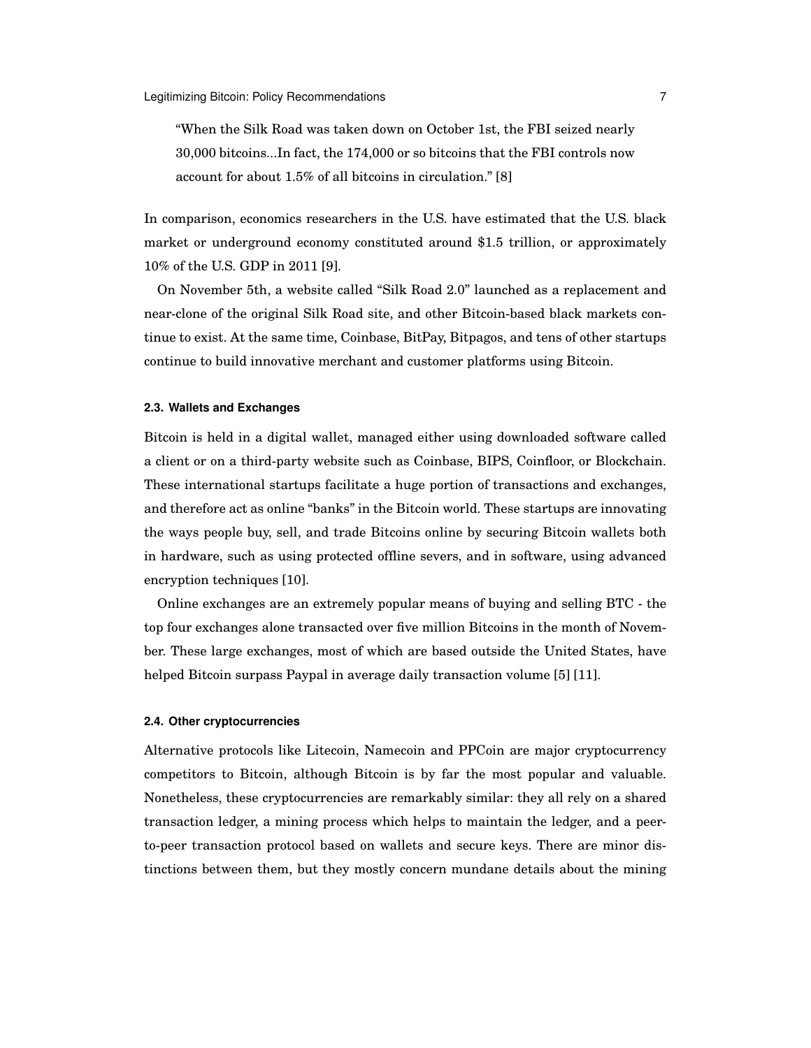> "When the Silk Road was taken down on October 1st, the FBI seized nearly 30,000 bitcoins...In fact, the 174,000 or so bitcoins that the FBI controls now account for about 1.5% of all bitcoins in circulation." [8]

In comparison, economics researchers in the U.S. have estimated that the U.S. black market or underground economy constituted around $1.5 trillion, or approximately 10% of the U.S. GDP in 2011 [9].

On November 5th, a website called "Silk Road 2.0" launched as a replacement and near-clone of the original Silk Road site, and other Bitcoin-based black markets continue to exist. At the same time, Coinbase, BitPay, Bitpagos, and tens of other startups continue to build innovative merchant and customer platforms using Bitcoin.

#### 2.3. Wallets and Exchanges

Bitcoin is held in a digital wallet, managed either using downloaded software called a client or on a third-party website such as Coinbase, BIPS, Coinfloor, or Blockchain. These international startups facilitate a huge portion of transactions and exchanges, and therefore act as online "banks" in the Bitcoin world. These startups are innovating the ways people buy, sell, and trade Bitcoins online by securing Bitcoin wallets both in hardware, such as using protected offline severs, and in software, using advanced encryption techniques [10].

Online exchanges are an extremely popular means of buying and selling BTC - the top four exchanges alone transacted over five million Bitcoins in the month of November. These large exchanges, most of which are based outside the United States, have helped Bitcoin surpass Paypal in average daily transaction volume [5] [11].

#### 2.4. Other cryptocurrencies

Alternative protocols like Litecoin, Namecoin and PPCoin are major cryptocurrency competitors to Bitcoin, although Bitcoin is by far the most popular and valuable. Nonetheless, these cryptocurrencies are remarkably similar: they all rely on a shared transaction ledger, a mining process which helps to maintain the ledger, and a peer-to-peer transaction protocol based on wallets and secure keys. There are minor distinctions between them, but they mostly concern mundane details about the mining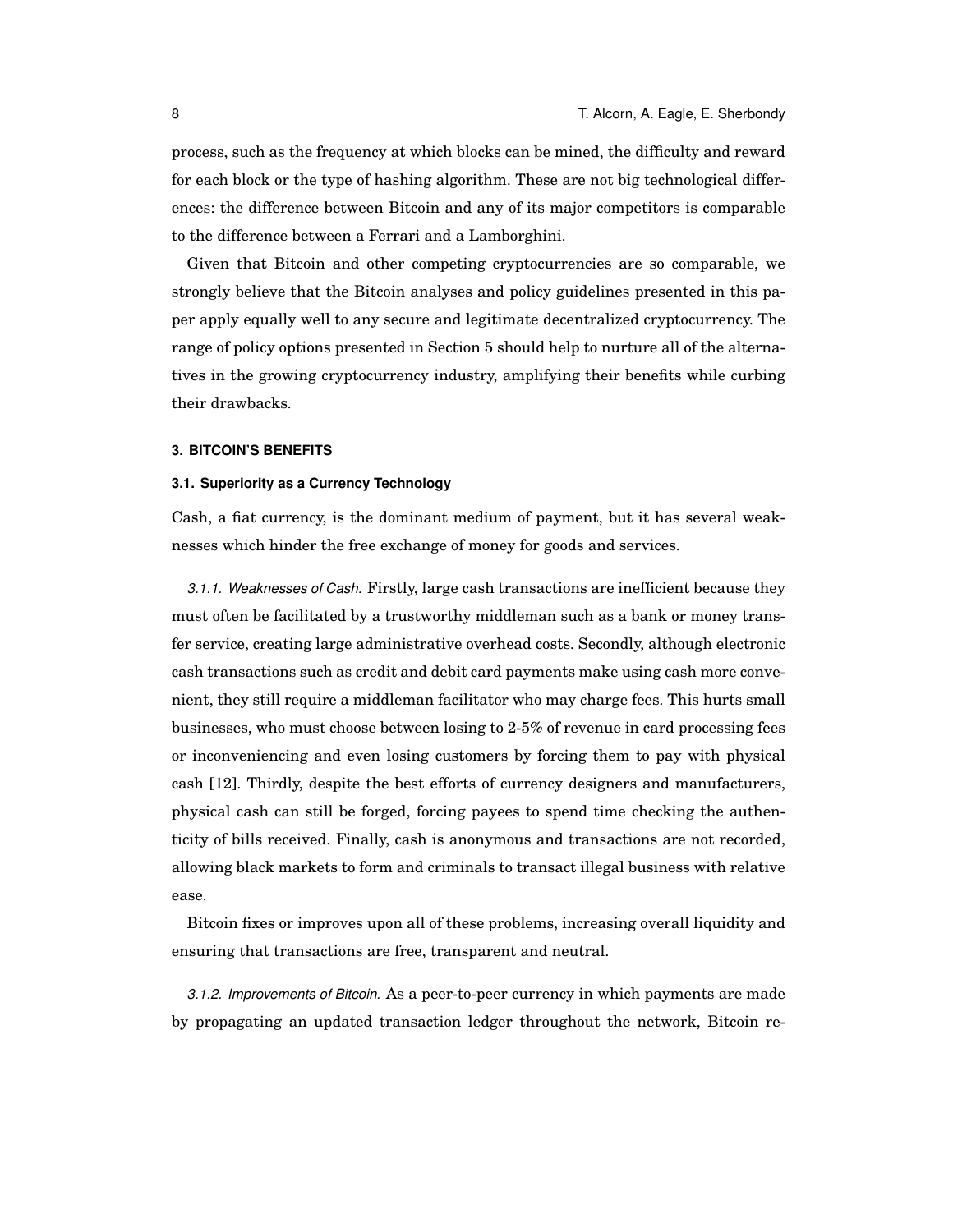process, such as the frequency at which blocks can be mined, the difficulty and reward for each block or the type of hashing algorithm. These are not big technological differences: the difference between Bitcoin and any of its major competitors is comparable to the difference between a Ferrari and a Lamborghini.

Given that Bitcoin and other competing cryptocurrencies are so comparable, we strongly believe that the Bitcoin analyses and policy guidelines presented in this paper apply equally well to any secure and legitimate decentralized cryptocurrency. The range of policy options presented in Section 5 should help to nurture all of the alternatives in the growing cryptocurrency industry, amplifying their benefits while curbing their drawbacks.

## 3. BITCOIN'S BENEFITS

### 3.1. Superiority as a Currency Technology

Cash, a fiat currency, is the dominant medium of payment, but it has several weaknesses which hinder the free exchange of money for goods and services.

*3.1.1. Weaknesses of Cash.* Firstly, large cash transactions are inefficient because they must often be facilitated by a trustworthy middleman such as a bank or money transfer service, creating large administrative overhead costs. Secondly, although electronic cash transactions such as credit and debit card payments make using cash more convenient, they still require a middleman facilitator who may charge fees. This hurts small businesses, who must choose between losing to 2-5% of revenue in card processing fees or inconveniencing and even losing customers by forcing them to pay with physical cash [12]. Thirdly, despite the best efforts of currency designers and manufacturers, physical cash can still be forged, forcing payees to spend time checking the authenticity of bills received. Finally, cash is anonymous and transactions are not recorded, allowing black markets to form and criminals to transact illegal business with relative ease.

Bitcoin fixes or improves upon all of these problems, increasing overall liquidity and ensuring that transactions are free, transparent and neutral.

*3.1.2. Improvements of Bitcoin.* As a peer-to-peer currency in which payments are made by propagating an updated transaction ledger throughout the network, Bitcoin re-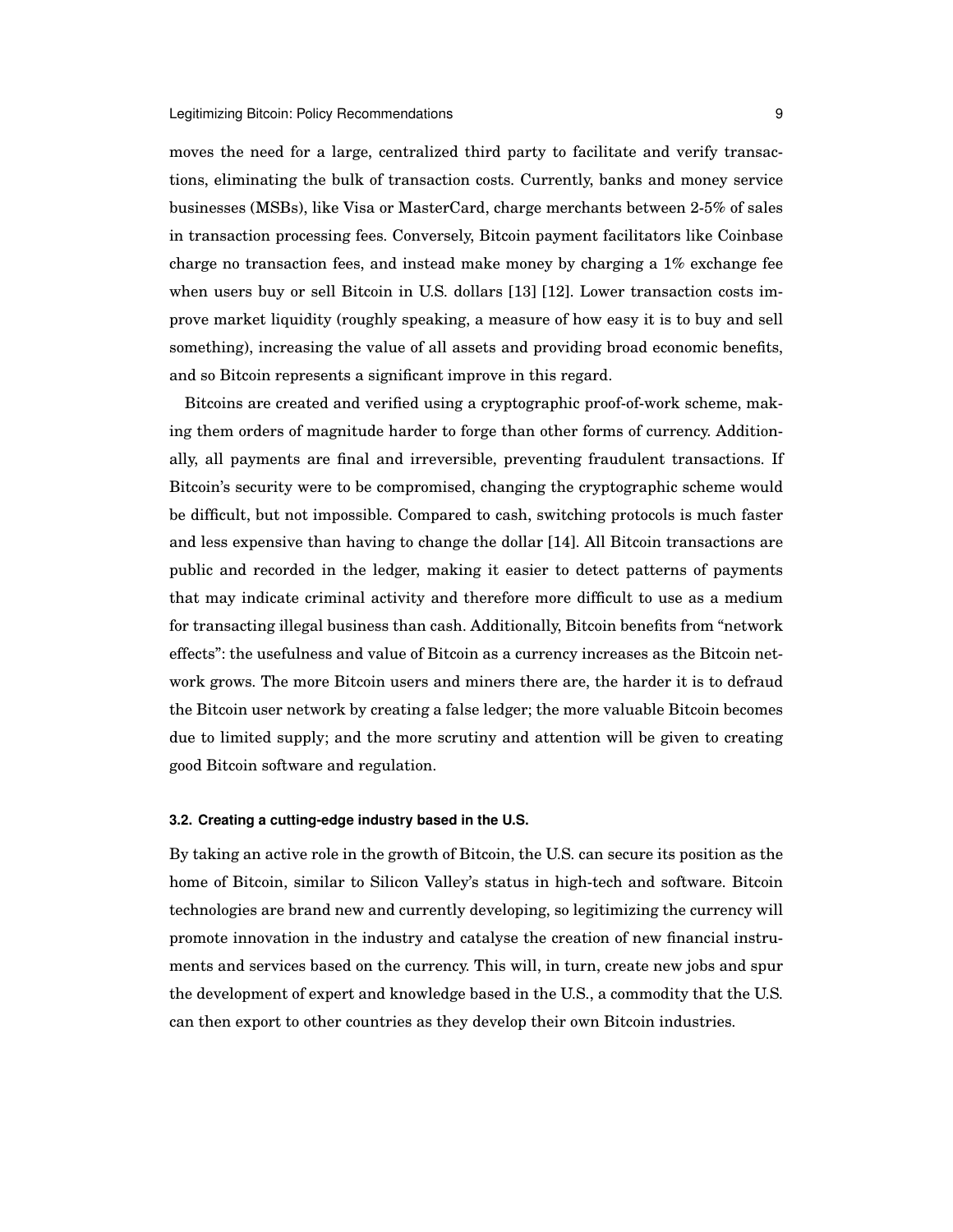moves the need for a large, centralized third party to facilitate and verify transactions, eliminating the bulk of transaction costs. Currently, banks and money service businesses (MSBs), like Visa or MasterCard, charge merchants between 2-5% of sales in transaction processing fees. Conversely, Bitcoin payment facilitators like Coinbase charge no transaction fees, and instead make money by charging a 1% exchange fee when users buy or sell Bitcoin in U.S. dollars [13] [12]. Lower transaction costs improve market liquidity (roughly speaking, a measure of how easy it is to buy and sell something), increasing the value of all assets and providing broad economic benefits, and so Bitcoin represents a significant improve in this regard.

Bitcoins are created and verified using a cryptographic proof-of-work scheme, making them orders of magnitude harder to forge than other forms of currency. Additionally, all payments are final and irreversible, preventing fraudulent transactions. If Bitcoin's security were to be compromised, changing the cryptographic scheme would be difficult, but not impossible. Compared to cash, switching protocols is much faster and less expensive than having to change the dollar [14]. All Bitcoin transactions are public and recorded in the ledger, making it easier to detect patterns of payments that may indicate criminal activity and therefore more difficult to use as a medium for transacting illegal business than cash. Additionally, Bitcoin benefits from "network effects": the usefulness and value of Bitcoin as a currency increases as the Bitcoin network grows. The more Bitcoin users and miners there are, the harder it is to defraud the Bitcoin user network by creating a false ledger; the more valuable Bitcoin becomes due to limited supply; and the more scrutiny and attention will be given to creating good Bitcoin software and regulation.

### 3.2. Creating a cutting-edge industry based in the U.S.

By taking an active role in the growth of Bitcoin, the U.S. can secure its position as the home of Bitcoin, similar to Silicon Valley's status in high-tech and software. Bitcoin technologies are brand new and currently developing, so legitimizing the currency will promote innovation in the industry and catalyse the creation of new financial instruments and services based on the currency. This will, in turn, create new jobs and spur the development of expert and knowledge based in the U.S., a commodity that the U.S. can then export to other countries as they develop their own Bitcoin industries.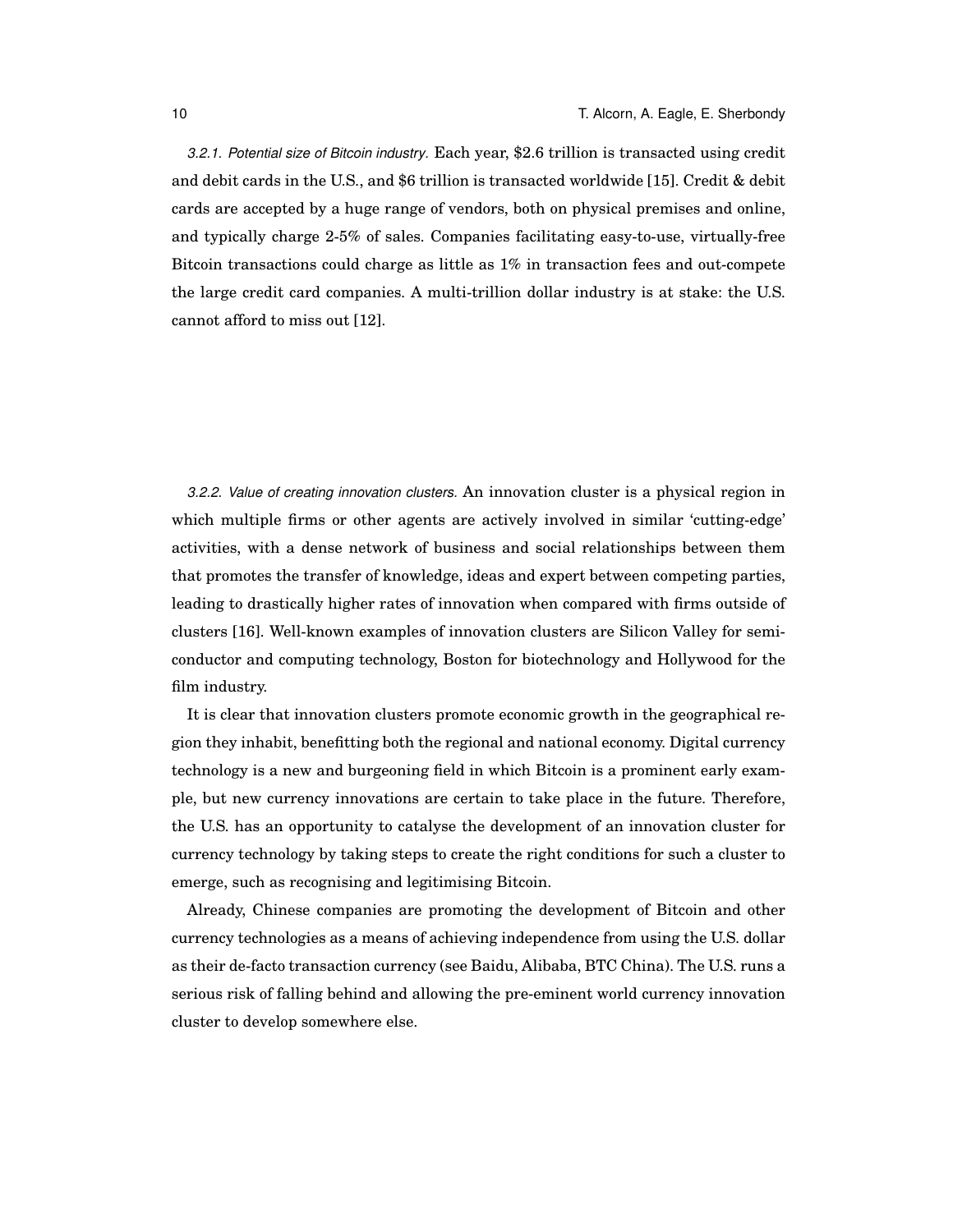*3.2.1. Potential size of Bitcoin industry.* Each year, $2.6 trillion is transacted using credit and debit cards in the U.S., and $6 trillion is transacted worldwide [15]. Credit & debit cards are accepted by a huge range of vendors, both on physical premises and online, and typically charge 2-5% of sales. Companies facilitating easy-to-use, virtually-free Bitcoin transactions could charge as little as 1% in transaction fees and out-compete the large credit card companies. A multi-trillion dollar industry is at stake: the U.S. cannot afford to miss out [12].

*3.2.2. Value of creating innovation clusters.* An innovation cluster is a physical region in which multiple firms or other agents are actively involved in similar 'cutting-edge' activities, with a dense network of business and social relationships between them that promotes the transfer of knowledge, ideas and expert between competing parties, leading to drastically higher rates of innovation when compared with firms outside of clusters [16]. Well-known examples of innovation clusters are Silicon Valley for semiconductor and computing technology, Boston for biotechnology and Hollywood for the film industry.

It is clear that innovation clusters promote economic growth in the geographical region they inhabit, benefitting both the regional and national economy. Digital currency technology is a new and burgeoning field in which Bitcoin is a prominent early example, but new currency innovations are certain to take place in the future. Therefore, the U.S. has an opportunity to catalyse the development of an innovation cluster for currency technology by taking steps to create the right conditions for such a cluster to emerge, such as recognising and legitimising Bitcoin.

Already, Chinese companies are promoting the development of Bitcoin and other currency technologies as a means of achieving independence from using the U.S. dollar as their de-facto transaction currency (see Baidu, Alibaba, BTC China). The U.S. runs a serious risk of falling behind and allowing the pre-eminent world currency innovation cluster to develop somewhere else.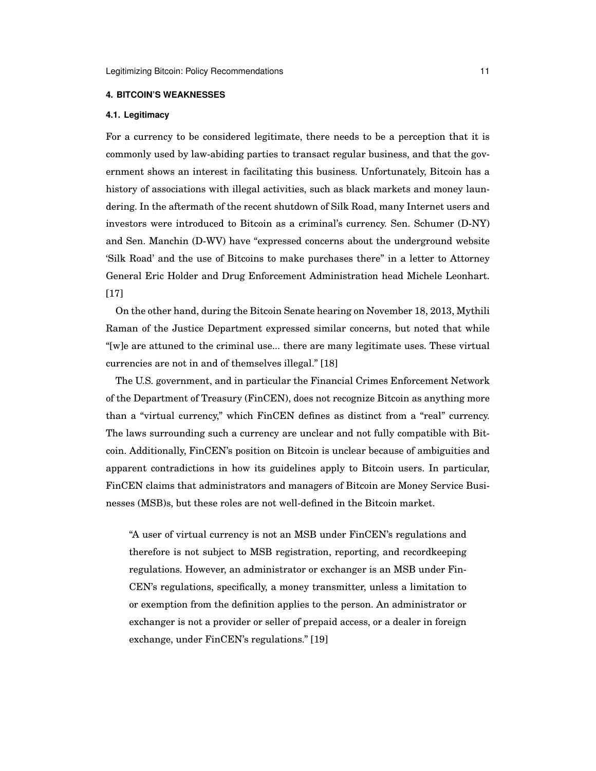## 4. BITCOIN'S WEAKNESSES

### 4.1. Legitimacy

For a currency to be considered legitimate, there needs to be a perception that it is commonly used by law-abiding parties to transact regular business, and that the government shows an interest in facilitating this business. Unfortunately, Bitcoin has a history of associations with illegal activities, such as black markets and money laundering. In the aftermath of the recent shutdown of Silk Road, many Internet users and investors were introduced to Bitcoin as a criminal's currency. Sen. Schumer (D-NY) and Sen. Manchin (D-WV) have "expressed concerns about the underground website 'Silk Road' and the use of Bitcoins to make purchases there" in a letter to Attorney General Eric Holder and Drug Enforcement Administration head Michele Leonhart. [17]

On the other hand, during the Bitcoin Senate hearing on November 18, 2013, Mythili Raman of the Justice Department expressed similar concerns, but noted that while "[w]e are attuned to the criminal use... there are many legitimate uses. These virtual currencies are not in and of themselves illegal." [18]

The U.S. government, and in particular the Financial Crimes Enforcement Network of the Department of Treasury (FinCEN), does not recognize Bitcoin as anything more than a "virtual currency," which FinCEN defines as distinct from a "real" currency. The laws surrounding such a currency are unclear and not fully compatible with Bitcoin. Additionally, FinCEN's position on Bitcoin is unclear because of ambiguities and apparent contradictions in how its guidelines apply to Bitcoin users. In particular, FinCEN claims that administrators and managers of Bitcoin are Money Service Businesses (MSB)s, but these roles are not well-defined in the Bitcoin market.

> "A user of virtual currency is not an MSB under FinCEN's regulations and therefore is not subject to MSB registration, reporting, and recordkeeping regulations. However, an administrator or exchanger is an MSB under FinCEN's regulations, specifically, a money transmitter, unless a limitation to or exemption from the definition applies to the person. An administrator or exchanger is not a provider or seller of prepaid access, or a dealer in foreign exchange, under FinCEN's regulations." [19]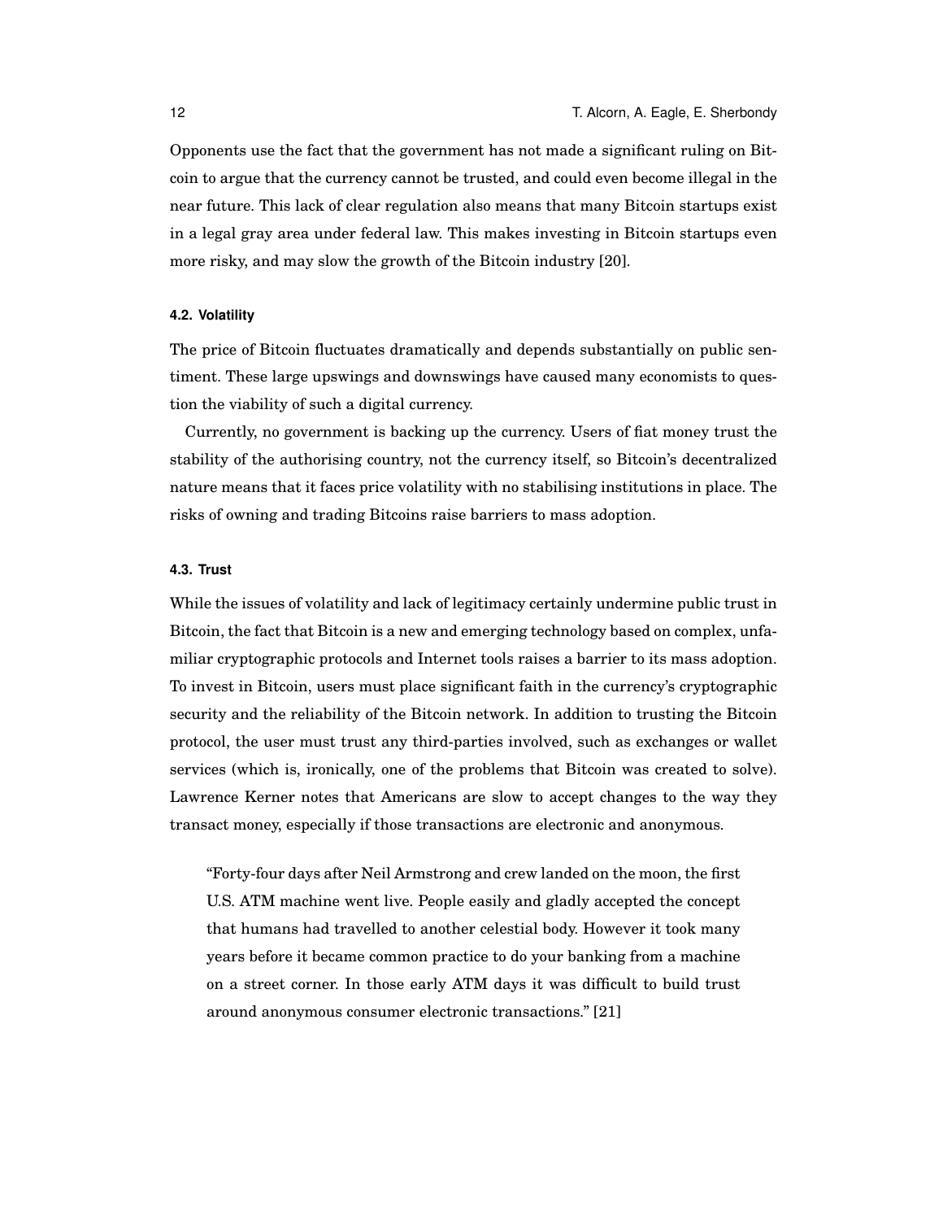Opponents use the fact that the government has not made a significant ruling on Bitcoin to argue that the currency cannot be trusted, and could even become illegal in the near future. This lack of clear regulation also means that many Bitcoin startups exist in a legal gray area under federal law. This makes investing in Bitcoin startups even more risky, and may slow the growth of the Bitcoin industry [20].

### 4.2. Volatility

The price of Bitcoin fluctuates dramatically and depends substantially on public sentiment. These large upswings and downswings have caused many economists to question the viability of such a digital currency.

Currently, no government is backing up the currency. Users of fiat money trust the stability of the authorising country, not the currency itself, so Bitcoin's decentralized nature means that it faces price volatility with no stabilising institutions in place. The risks of owning and trading Bitcoins raise barriers to mass adoption.

### 4.3. Trust

While the issues of volatility and lack of legitimacy certainly undermine public trust in Bitcoin, the fact that Bitcoin is a new and emerging technology based on complex, unfamiliar cryptographic protocols and Internet tools raises a barrier to its mass adoption. To invest in Bitcoin, users must place significant faith in the currency's cryptographic security and the reliability of the Bitcoin network. In addition to trusting the Bitcoin protocol, the user must trust any third-parties involved, such as exchanges or wallet services (which is, ironically, one of the problems that Bitcoin was created to solve). Lawrence Kerner notes that Americans are slow to accept changes to the way they transact money, especially if those transactions are electronic and anonymous.

> "Forty-four days after Neil Armstrong and crew landed on the moon, the first U.S. ATM machine went live. People easily and gladly accepted the concept that humans had travelled to another celestial body. However it took many years before it became common practice to do your banking from a machine on a street corner. In those early ATM days it was difficult to build trust around anonymous consumer electronic transactions." [21]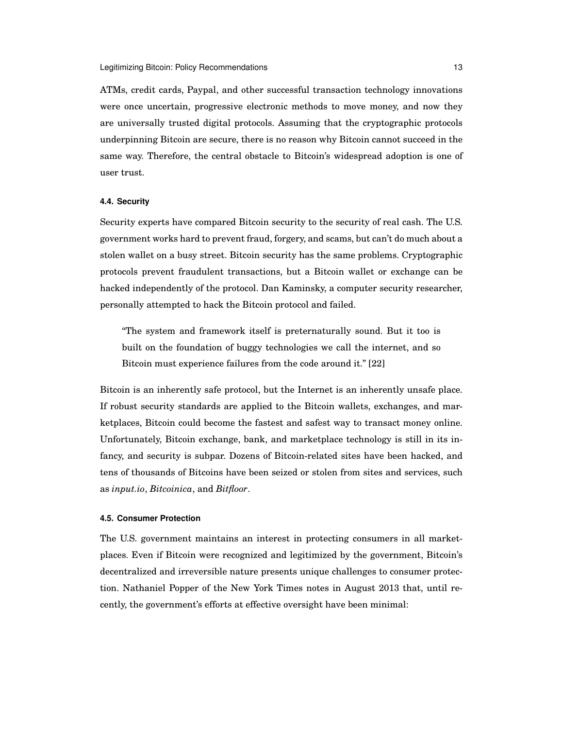ATMs, credit cards, Paypal, and other successful transaction technology innovations were once uncertain, progressive electronic methods to move money, and now they are universally trusted digital protocols. Assuming that the cryptographic protocols underpinning Bitcoin are secure, there is no reason why Bitcoin cannot succeed in the same way. Therefore, the central obstacle to Bitcoin's widespread adoption is one of user trust.

#### 4.4. Security

Security experts have compared Bitcoin security to the security of real cash. The U.S. government works hard to prevent fraud, forgery, and scams, but can't do much about a stolen wallet on a busy street. Bitcoin security has the same problems. Cryptographic protocols prevent fraudulent transactions, but a Bitcoin wallet or exchange can be hacked independently of the protocol. Dan Kaminsky, a computer security researcher, personally attempted to hack the Bitcoin protocol and failed.

> "The system and framework itself is preternaturally sound. But it too is built on the foundation of buggy technologies we call the internet, and so Bitcoin must experience failures from the code around it." [22]

Bitcoin is an inherently safe protocol, but the Internet is an inherently unsafe place. If robust security standards are applied to the Bitcoin wallets, exchanges, and marketplaces, Bitcoin could become the fastest and safest way to transact money online. Unfortunately, Bitcoin exchange, bank, and marketplace technology is still in its infancy, and security is subpar. Dozens of Bitcoin-related sites have been hacked, and tens of thousands of Bitcoins have been seized or stolen from sites and services, such as *input.io*, *Bitcoinica*, and *Bitfloor*.

#### 4.5. Consumer Protection

The U.S. government maintains an interest in protecting consumers in all marketplaces. Even if Bitcoin were recognized and legitimized by the government, Bitcoin's decentralized and irreversible nature presents unique challenges to consumer protection. Nathaniel Popper of the New York Times notes in August 2013 that, until recently, the government's efforts at effective oversight have been minimal: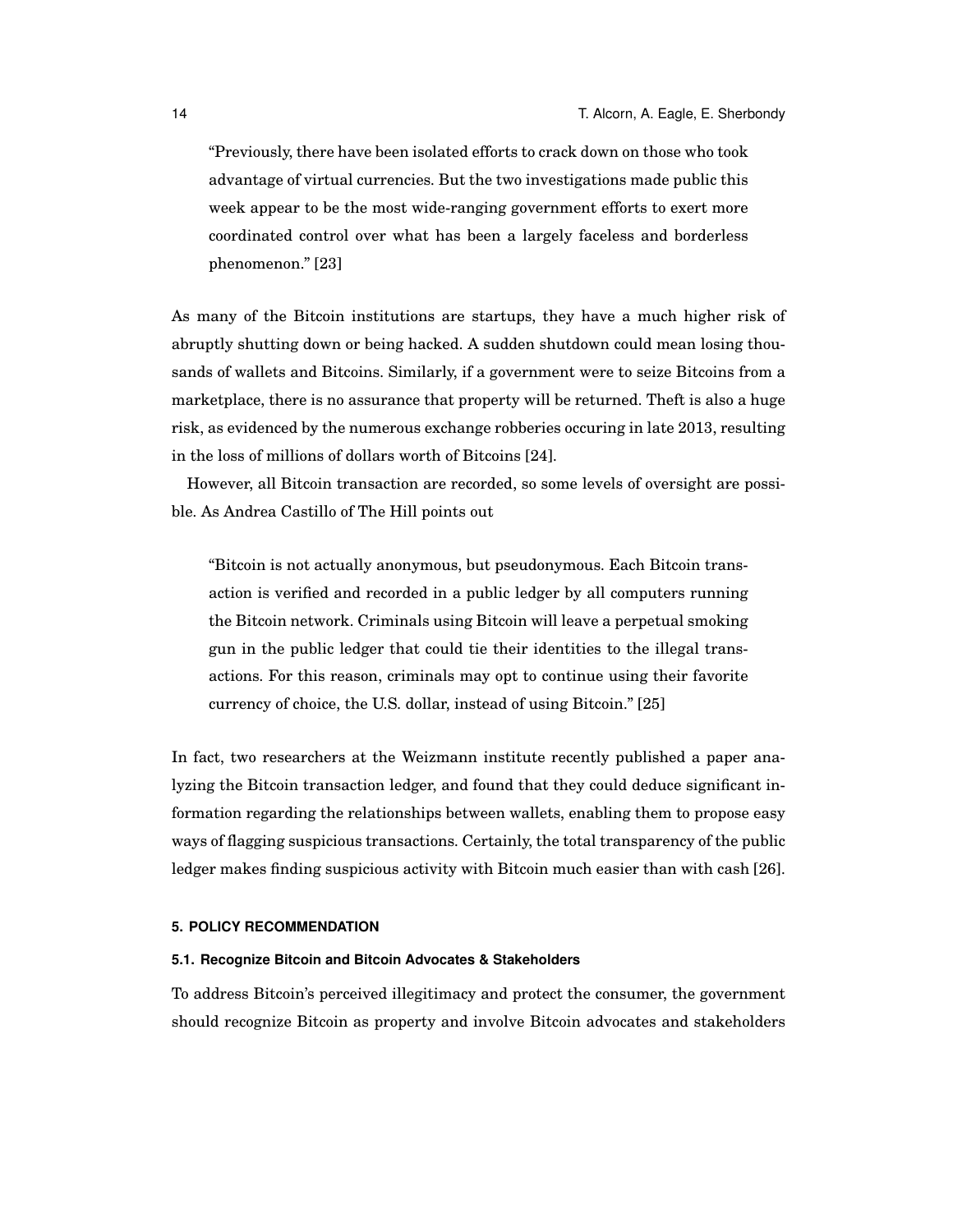> "Previously, there have been isolated efforts to crack down on those who took advantage of virtual currencies. But the two investigations made public this week appear to be the most wide-ranging government efforts to exert more coordinated control over what has been a largely faceless and borderless phenomenon." [23]

As many of the Bitcoin institutions are startups, they have a much higher risk of abruptly shutting down or being hacked. A sudden shutdown could mean losing thousands of wallets and Bitcoins. Similarly, if a government were to seize Bitcoins from a marketplace, there is no assurance that property will be returned. Theft is also a huge risk, as evidenced by the numerous exchange robberies occuring in late 2013, resulting in the loss of millions of dollars worth of Bitcoins [24].

However, all Bitcoin transaction are recorded, so some levels of oversight are possible. As Andrea Castillo of The Hill points out

> "Bitcoin is not actually anonymous, but pseudonymous. Each Bitcoin transaction is verified and recorded in a public ledger by all computers running the Bitcoin network. Criminals using Bitcoin will leave a perpetual smoking gun in the public ledger that could tie their identities to the illegal transactions. For this reason, criminals may opt to continue using their favorite currency of choice, the U.S. dollar, instead of using Bitcoin." [25]

In fact, two researchers at the Weizmann institute recently published a paper analyzing the Bitcoin transaction ledger, and found that they could deduce significant information regarding the relationships between wallets, enabling them to propose easy ways of flagging suspicious transactions. Certainly, the total transparency of the public ledger makes finding suspicious activity with Bitcoin much easier than with cash [26].

## 5. POLICY RECOMMENDATION

### 5.1. Recognize Bitcoin and Bitcoin Advocates & Stakeholders

To address Bitcoin's perceived illegitimacy and protect the consumer, the government should recognize Bitcoin as property and involve Bitcoin advocates and stakeholders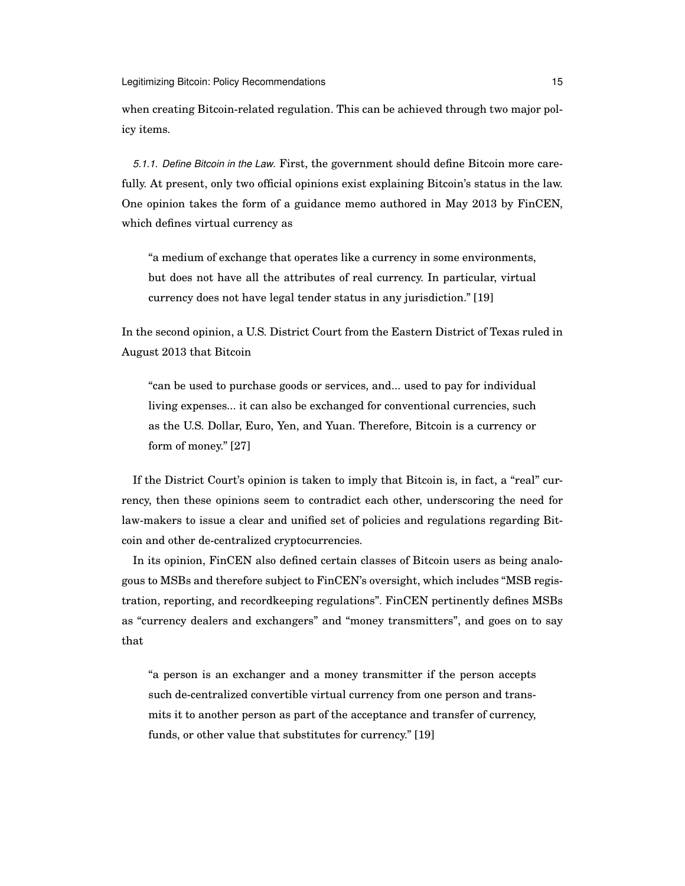when creating Bitcoin-related regulation. This can be achieved through two major policy items.

*5.1.1. Define Bitcoin in the Law.* First, the government should define Bitcoin more carefully. At present, only two official opinions exist explaining Bitcoin's status in the law. One opinion takes the form of a guidance memo authored in May 2013 by FinCEN, which defines virtual currency as

> "a medium of exchange that operates like a currency in some environments, but does not have all the attributes of real currency. In particular, virtual currency does not have legal tender status in any jurisdiction." [19]

In the second opinion, a U.S. District Court from the Eastern District of Texas ruled in August 2013 that Bitcoin

> "can be used to purchase goods or services, and... used to pay for individual living expenses... it can also be exchanged for conventional currencies, such as the U.S. Dollar, Euro, Yen, and Yuan. Therefore, Bitcoin is a currency or form of money." [27]

If the District Court's opinion is taken to imply that Bitcoin is, in fact, a "real" currency, then these opinions seem to contradict each other, underscoring the need for law-makers to issue a clear and unified set of policies and regulations regarding Bitcoin and other de-centralized cryptocurrencies.

In its opinion, FinCEN also defined certain classes of Bitcoin users as being analogous to MSBs and therefore subject to FinCEN's oversight, which includes "MSB registration, reporting, and recordkeeping regulations". FinCEN pertinently defines MSBs as "currency dealers and exchangers" and "money transmitters", and goes on to say that

> "a person is an exchanger and a money transmitter if the person accepts such de-centralized convertible virtual currency from one person and transmits it to another person as part of the acceptance and transfer of currency, funds, or other value that substitutes for currency." [19]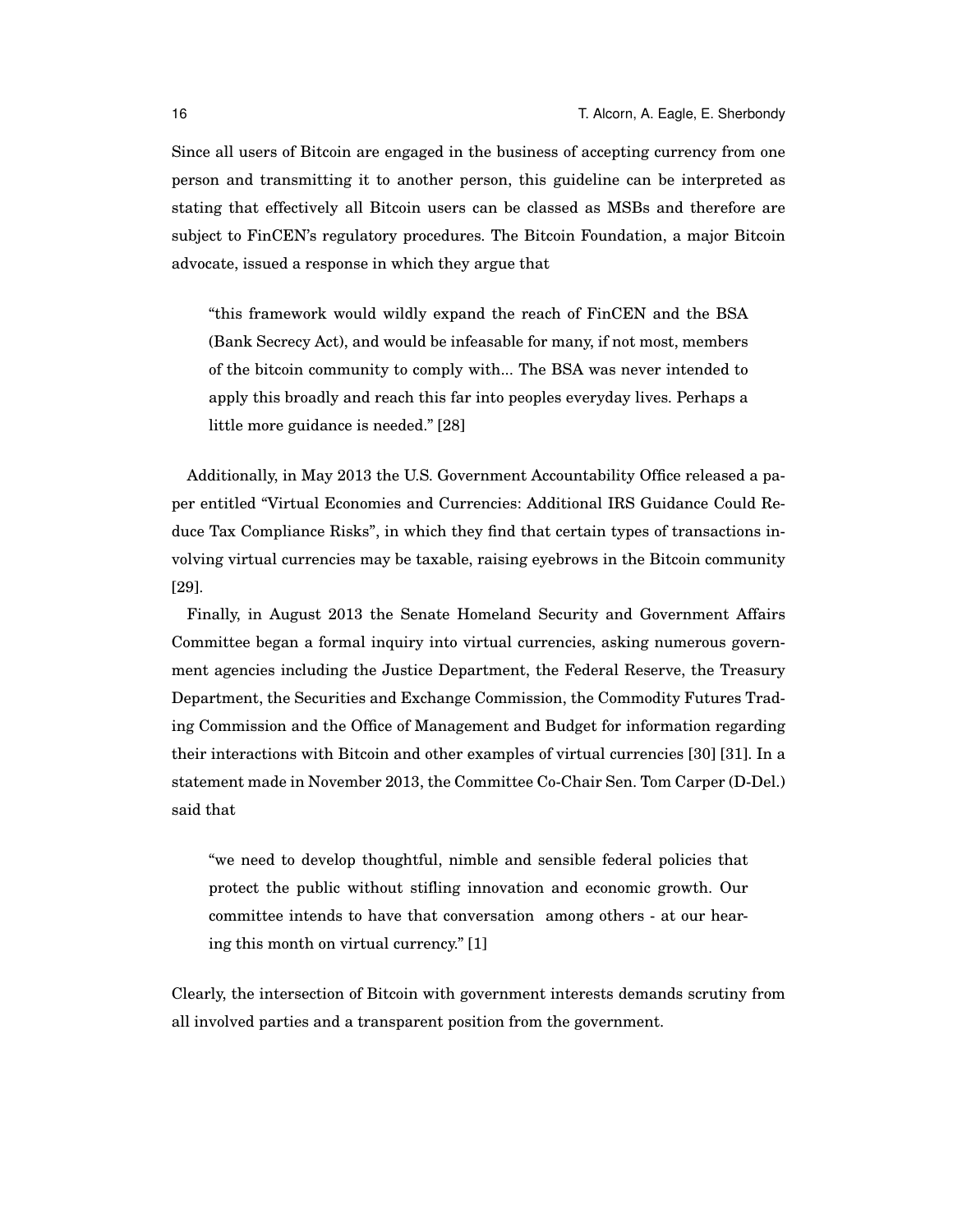Since all users of Bitcoin are engaged in the business of accepting currency from one person and transmitting it to another person, this guideline can be interpreted as stating that effectively all Bitcoin users can be classed as MSBs and therefore are subject to FinCEN's regulatory procedures. The Bitcoin Foundation, a major Bitcoin advocate, issued a response in which they argue that

> "this framework would wildly expand the reach of FinCEN and the BSA (Bank Secrecy Act), and would be infeasable for many, if not most, members of the bitcoin community to comply with... The BSA was never intended to apply this broadly and reach this far into peoples everyday lives. Perhaps a little more guidance is needed." [28]

Additionally, in May 2013 the U.S. Government Accountability Office released a paper entitled "Virtual Economies and Currencies: Additional IRS Guidance Could Reduce Tax Compliance Risks", in which they find that certain types of transactions involving virtual currencies may be taxable, raising eyebrows in the Bitcoin community [29].

Finally, in August 2013 the Senate Homeland Security and Government Affairs Committee began a formal inquiry into virtual currencies, asking numerous government agencies including the Justice Department, the Federal Reserve, the Treasury Department, the Securities and Exchange Commission, the Commodity Futures Trading Commission and the Office of Management and Budget for information regarding their interactions with Bitcoin and other examples of virtual currencies [30] [31]. In a statement made in November 2013, the Committee Co-Chair Sen. Tom Carper (D-Del.) said that

> "we need to develop thoughtful, nimble and sensible federal policies that protect the public without stifling innovation and economic growth. Our committee intends to have that conversation among others - at our hearing this month on virtual currency." [1]

Clearly, the intersection of Bitcoin with government interests demands scrutiny from all involved parties and a transparent position from the government.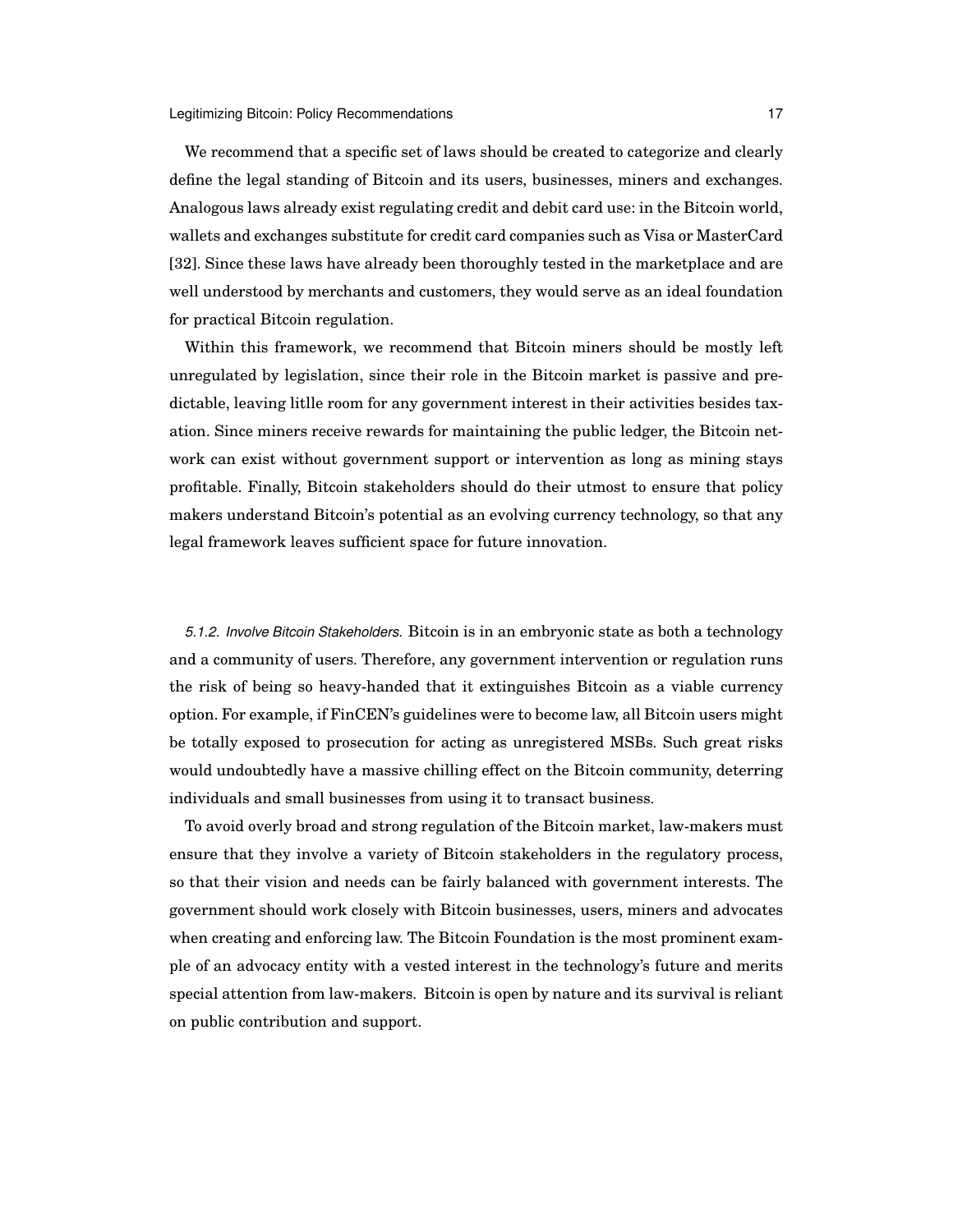We recommend that a specific set of laws should be created to categorize and clearly define the legal standing of Bitcoin and its users, businesses, miners and exchanges. Analogous laws already exist regulating credit and debit card use: in the Bitcoin world, wallets and exchanges substitute for credit card companies such as Visa or MasterCard [32]. Since these laws have already been thoroughly tested in the marketplace and are well understood by merchants and customers, they would serve as an ideal foundation for practical Bitcoin regulation.

Within this framework, we recommend that Bitcoin miners should be mostly left unregulated by legislation, since their role in the Bitcoin market is passive and predictable, leaving litlle room for any government interest in their activities besides taxation. Since miners receive rewards for maintaining the public ledger, the Bitcoin network can exist without government support or intervention as long as mining stays profitable. Finally, Bitcoin stakeholders should do their utmost to ensure that policy makers understand Bitcoin's potential as an evolving currency technology, so that any legal framework leaves sufficient space for future innovation.

*5.1.2. Involve Bitcoin Stakeholders.* Bitcoin is in an embryonic state as both a technology and a community of users. Therefore, any government intervention or regulation runs the risk of being so heavy-handed that it extinguishes Bitcoin as a viable currency option. For example, if FinCEN's guidelines were to become law, all Bitcoin users might be totally exposed to prosecution for acting as unregistered MSBs. Such great risks would undoubtedly have a massive chilling effect on the Bitcoin community, deterring individuals and small businesses from using it to transact business.

To avoid overly broad and strong regulation of the Bitcoin market, law-makers must ensure that they involve a variety of Bitcoin stakeholders in the regulatory process, so that their vision and needs can be fairly balanced with government interests. The government should work closely with Bitcoin businesses, users, miners and advocates when creating and enforcing law. The Bitcoin Foundation is the most prominent example of an advocacy entity with a vested interest in the technology's future and merits special attention from law-makers. Bitcoin is open by nature and its survival is reliant on public contribution and support.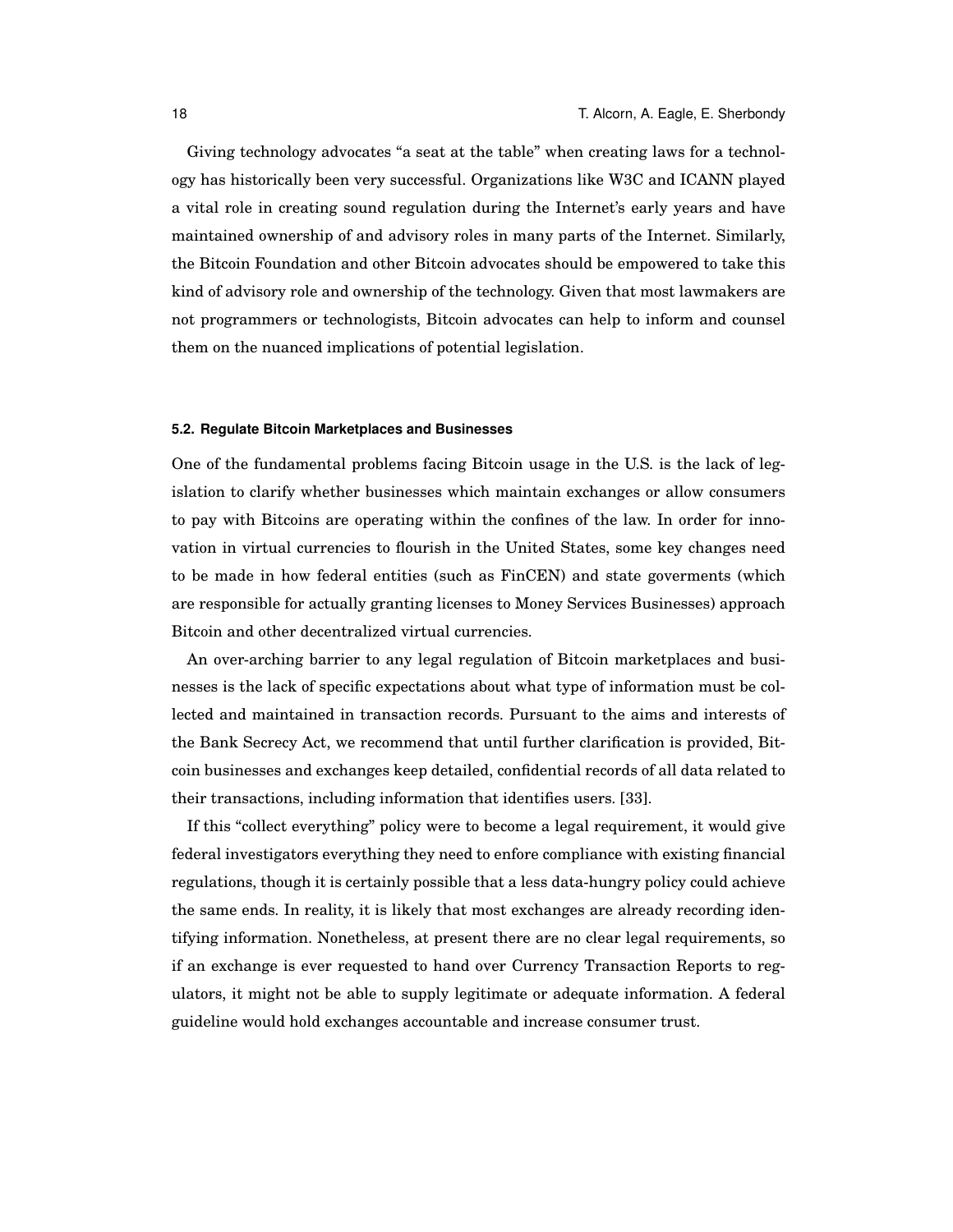Giving technology advocates "a seat at the table" when creating laws for a technology has historically been very successful. Organizations like W3C and ICANN played a vital role in creating sound regulation during the Internet's early years and have maintained ownership of and advisory roles in many parts of the Internet. Similarly, the Bitcoin Foundation and other Bitcoin advocates should be empowered to take this kind of advisory role and ownership of the technology. Given that most lawmakers are not programmers or technologists, Bitcoin advocates can help to inform and counsel them on the nuanced implications of potential legislation.

### 5.2. Regulate Bitcoin Marketplaces and Businesses

One of the fundamental problems facing Bitcoin usage in the U.S. is the lack of legislation to clarify whether businesses which maintain exchanges or allow consumers to pay with Bitcoins are operating within the confines of the law. In order for innovation in virtual currencies to flourish in the United States, some key changes need to be made in how federal entities (such as FinCEN) and state goverments (which are responsible for actually granting licenses to Money Services Businesses) approach Bitcoin and other decentralized virtual currencies.

An over-arching barrier to any legal regulation of Bitcoin marketplaces and businesses is the lack of specific expectations about what type of information must be collected and maintained in transaction records. Pursuant to the aims and interests of the Bank Secrecy Act, we recommend that until further clarification is provided, Bitcoin businesses and exchanges keep detailed, confidential records of all data related to their transactions, including information that identifies users. [33].

If this "collect everything" policy were to become a legal requirement, it would give federal investigators everything they need to enfore compliance with existing financial regulations, though it is certainly possible that a less data-hungry policy could achieve the same ends. In reality, it is likely that most exchanges are already recording identifying information. Nonetheless, at present there are no clear legal requirements, so if an exchange is ever requested to hand over Currency Transaction Reports to regulators, it might not be able to supply legitimate or adequate information. A federal guideline would hold exchanges accountable and increase consumer trust.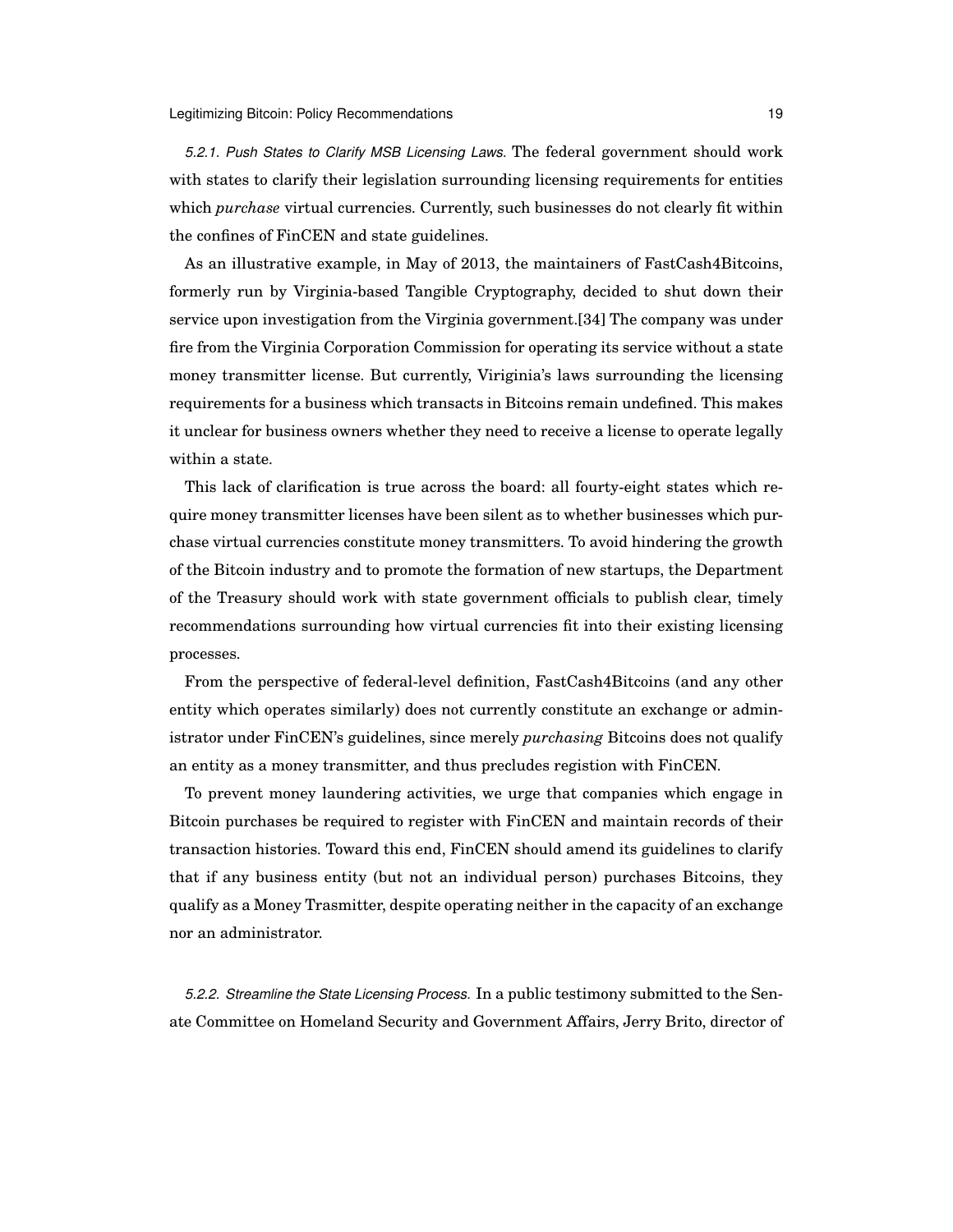*5.2.1. Push States to Clarify MSB Licensing Laws.* The federal government should work with states to clarify their legislation surrounding licensing requirements for entities which *purchase* virtual currencies. Currently, such businesses do not clearly fit within the confines of FinCEN and state guidelines.

As an illustrative example, in May of 2013, the maintainers of FastCash4Bitcoins, formerly run by Virginia-based Tangible Cryptography, decided to shut down their service upon investigation from the Virginia government.[34] The company was under fire from the Virginia Corporation Commission for operating its service without a state money transmitter license. But currently, Viriginia's laws surrounding the licensing requirements for a business which transacts in Bitcoins remain undefined. This makes it unclear for business owners whether they need to receive a license to operate legally within a state.

This lack of clarification is true across the board: all fourty-eight states which require money transmitter licenses have been silent as to whether businesses which purchase virtual currencies constitute money transmitters. To avoid hindering the growth of the Bitcoin industry and to promote the formation of new startups, the Department of the Treasury should work with state government officials to publish clear, timely recommendations surrounding how virtual currencies fit into their existing licensing processes.

From the perspective of federal-level definition, FastCash4Bitcoins (and any other entity which operates similarly) does not currently constitute an exchange or administrator under FinCEN's guidelines, since merely *purchasing* Bitcoins does not qualify an entity as a money transmitter, and thus precludes registion with FinCEN.

To prevent money laundering activities, we urge that companies which engage in Bitcoin purchases be required to register with FinCEN and maintain records of their transaction histories. Toward this end, FinCEN should amend its guidelines to clarify that if any business entity (but not an individual person) purchases Bitcoins, they qualify as a Money Trasmitter, despite operating neither in the capacity of an exchange nor an administrator.

*5.2.2. Streamline the State Licensing Process.* In a public testimony submitted to the Senate Committee on Homeland Security and Government Affairs, Jerry Brito, director of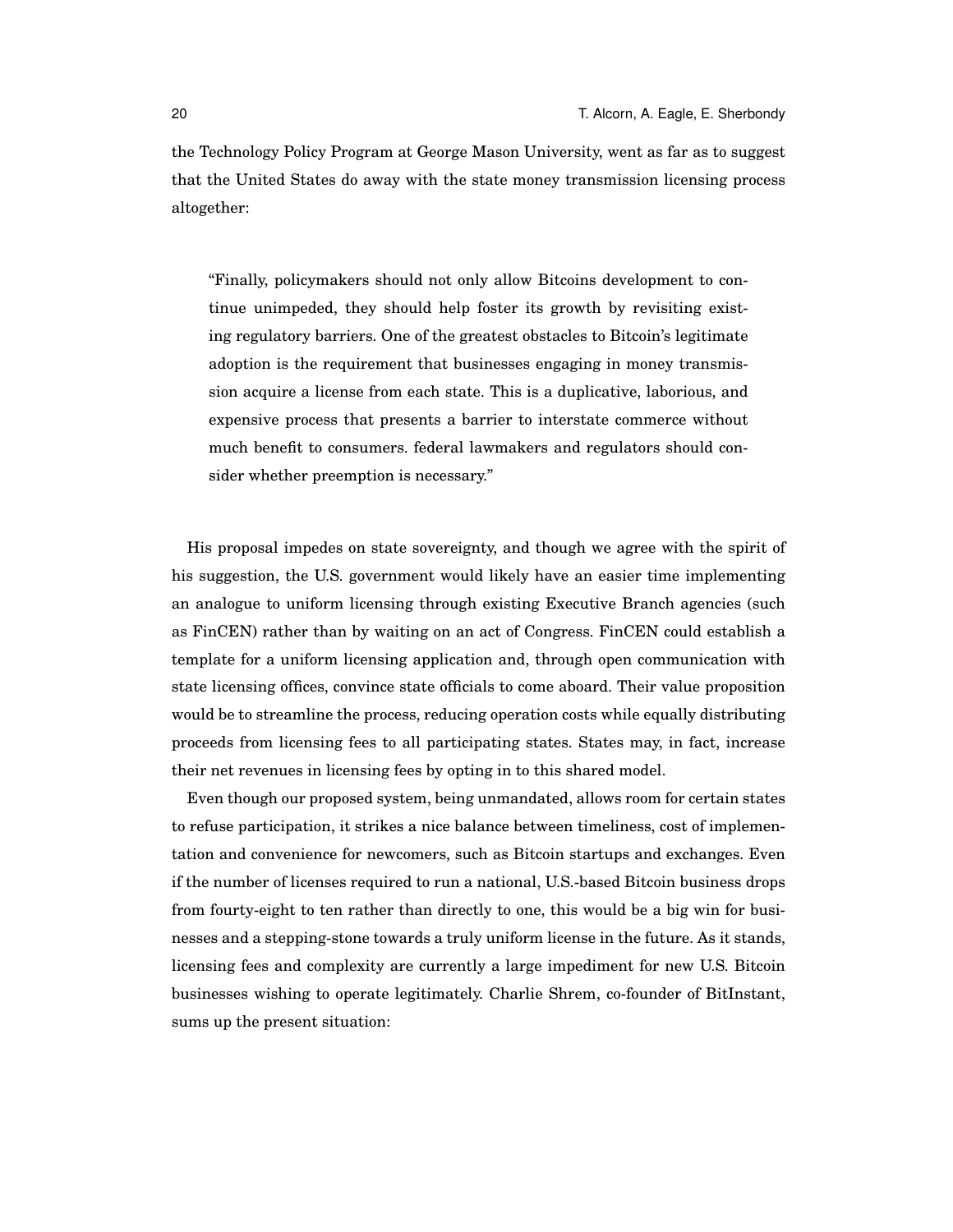the Technology Policy Program at George Mason University, went as far as to suggest that the United States do away with the state money transmission licensing process altogether:

> "Finally, policymakers should not only allow Bitcoins development to continue unimpeded, they should help foster its growth by revisiting existing regulatory barriers. One of the greatest obstacles to Bitcoin's legitimate adoption is the requirement that businesses engaging in money transmission acquire a license from each state. This is a duplicative, laborious, and expensive process that presents a barrier to interstate commerce without much benefit to consumers. federal lawmakers and regulators should consider whether preemption is necessary."

His proposal impedes on state sovereignty, and though we agree with the spirit of his suggestion, the U.S. government would likely have an easier time implementing an analogue to uniform licensing through existing Executive Branch agencies (such as FinCEN) rather than by waiting on an act of Congress. FinCEN could establish a template for a uniform licensing application and, through open communication with state licensing offices, convince state officials to come aboard. Their value proposition would be to streamline the process, reducing operation costs while equally distributing proceeds from licensing fees to all participating states. States may, in fact, increase their net revenues in licensing fees by opting in to this shared model.

Even though our proposed system, being unmandated, allows room for certain states to refuse participation, it strikes a nice balance between timeliness, cost of implementation and convenience for newcomers, such as Bitcoin startups and exchanges. Even if the number of licenses required to run a national, U.S.-based Bitcoin business drops from fourty-eight to ten rather than directly to one, this would be a big win for businesses and a stepping-stone towards a truly uniform license in the future. As it stands, licensing fees and complexity are currently a large impediment for new U.S. Bitcoin businesses wishing to operate legitimately. Charlie Shrem, co-founder of BitInstant, sums up the present situation: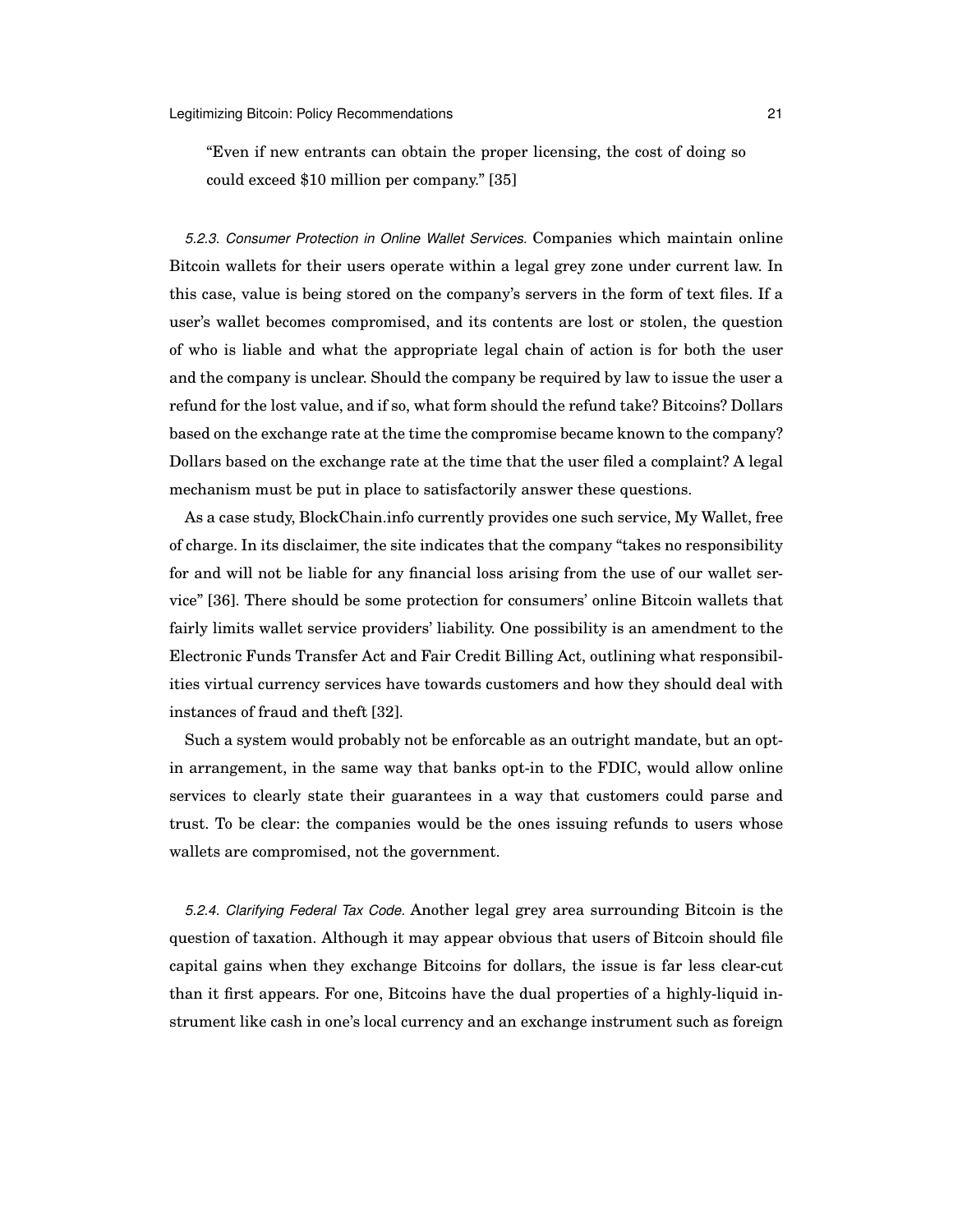> "Even if new entrants can obtain the proper licensing, the cost of doing so could exceed $10 million per company." [35]

*5.2.3. Consumer Protection in Online Wallet Services.* Companies which maintain online Bitcoin wallets for their users operate within a legal grey zone under current law. In this case, value is being stored on the company's servers in the form of text files. If a user's wallet becomes compromised, and its contents are lost or stolen, the question of who is liable and what the appropriate legal chain of action is for both the user and the company is unclear. Should the company be required by law to issue the user a refund for the lost value, and if so, what form should the refund take? Bitcoins? Dollars based on the exchange rate at the time the compromise became known to the company? Dollars based on the exchange rate at the time that the user filed a complaint? A legal mechanism must be put in place to satisfactorily answer these questions.

As a case study, BlockChain.info currently provides one such service, My Wallet, free of charge. In its disclaimer, the site indicates that the company "takes no responsibility for and will not be liable for any financial loss arising from the use of our wallet service" [36]. There should be some protection for consumers' online Bitcoin wallets that fairly limits wallet service providers' liability. One possibility is an amendment to the Electronic Funds Transfer Act and Fair Credit Billing Act, outlining what responsibilities virtual currency services have towards customers and how they should deal with instances of fraud and theft [32].

Such a system would probably not be enforcable as an outright mandate, but an opt-in arrangement, in the same way that banks opt-in to the FDIC, would allow online services to clearly state their guarantees in a way that customers could parse and trust. To be clear: the companies would be the ones issuing refunds to users whose wallets are compromised, not the government.

*5.2.4. Clarifying Federal Tax Code.* Another legal grey area surrounding Bitcoin is the question of taxation. Although it may appear obvious that users of Bitcoin should file capital gains when they exchange Bitcoins for dollars, the issue is far less clear-cut than it first appears. For one, Bitcoins have the dual properties of a highly-liquid instrument like cash in one's local currency and an exchange instrument such as foreign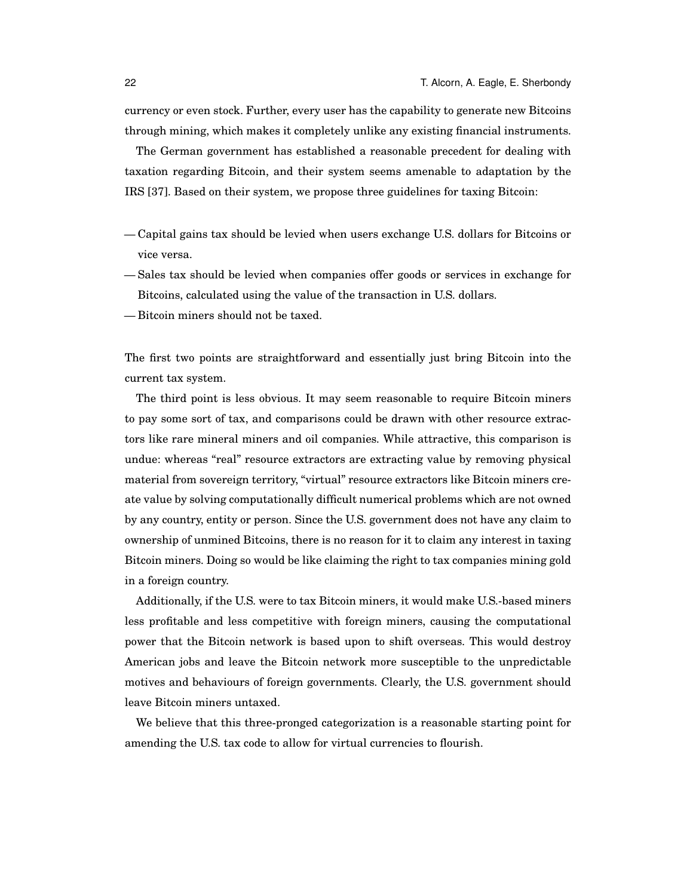currency or even stock. Further, every user has the capability to generate new Bitcoins through mining, which makes it completely unlike any existing financial instruments.

The German government has established a reasonable precedent for dealing with taxation regarding Bitcoin, and their system seems amenable to adaptation by the IRS [37]. Based on their system, we propose three guidelines for taxing Bitcoin:

— Capital gains tax should be levied when users exchange U.S. dollars for Bitcoins or vice versa.
— Sales tax should be levied when companies offer goods or services in exchange for Bitcoins, calculated using the value of the transaction in U.S. dollars.
— Bitcoin miners should not be taxed.

The first two points are straightforward and essentially just bring Bitcoin into the current tax system.

The third point is less obvious. It may seem reasonable to require Bitcoin miners to pay some sort of tax, and comparisons could be drawn with other resource extractors like rare mineral miners and oil companies. While attractive, this comparison is undue: whereas "real" resource extractors are extracting value by removing physical material from sovereign territory, "virtual" resource extractors like Bitcoin miners create value by solving computationally difficult numerical problems which are not owned by any country, entity or person. Since the U.S. government does not have any claim to ownership of unmined Bitcoins, there is no reason for it to claim any interest in taxing Bitcoin miners. Doing so would be like claiming the right to tax companies mining gold in a foreign country.

Additionally, if the U.S. were to tax Bitcoin miners, it would make U.S.-based miners less profitable and less competitive with foreign miners, causing the computational power that the Bitcoin network is based upon to shift overseas. This would destroy American jobs and leave the Bitcoin network more susceptible to the unpredictable motives and behaviours of foreign governments. Clearly, the U.S. government should leave Bitcoin miners untaxed.

We believe that this three-pronged categorization is a reasonable starting point for amending the U.S. tax code to allow for virtual currencies to flourish.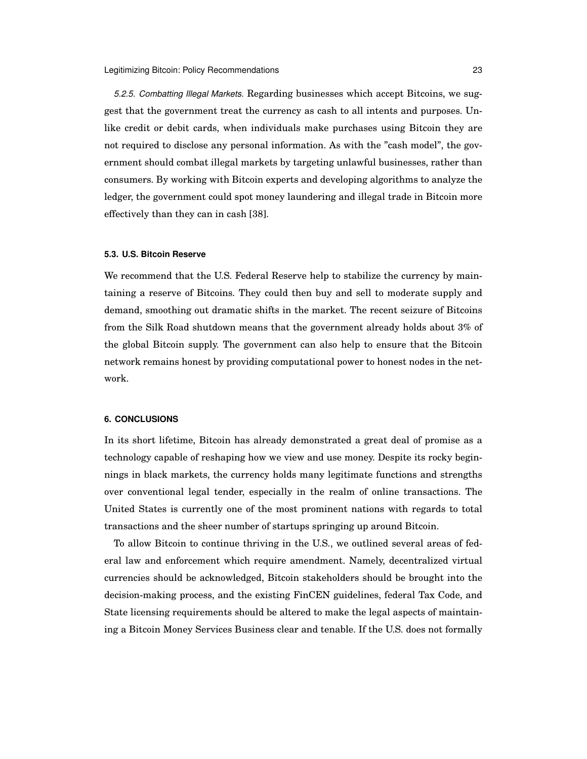*5.2.5. Combatting Illegal Markets.* Regarding businesses which accept Bitcoins, we suggest that the government treat the currency as cash to all intents and purposes. Unlike credit or debit cards, when individuals make purchases using Bitcoin they are not required to disclose any personal information. As with the "cash model", the government should combat illegal markets by targeting unlawful businesses, rather than consumers. By working with Bitcoin experts and developing algorithms to analyze the ledger, the government could spot money laundering and illegal trade in Bitcoin more effectively than they can in cash [38].

### 5.3. U.S. Bitcoin Reserve

We recommend that the U.S. Federal Reserve help to stabilize the currency by maintaining a reserve of Bitcoins. They could then buy and sell to moderate supply and demand, smoothing out dramatic shifts in the market. The recent seizure of Bitcoins from the Silk Road shutdown means that the government already holds about 3% of the global Bitcoin supply. The government can also help to ensure that the Bitcoin network remains honest by providing computational power to honest nodes in the network.

## 6. CONCLUSIONS

In its short lifetime, Bitcoin has already demonstrated a great deal of promise as a technology capable of reshaping how we view and use money. Despite its rocky beginnings in black markets, the currency holds many legitimate functions and strengths over conventional legal tender, especially in the realm of online transactions. The United States is currently one of the most prominent nations with regards to total transactions and the sheer number of startups springing up around Bitcoin.

To allow Bitcoin to continue thriving in the U.S., we outlined several areas of federal law and enforcement which require amendment. Namely, decentralized virtual currencies should be acknowledged, Bitcoin stakeholders should be brought into the decision-making process, and the existing FinCEN guidelines, federal Tax Code, and State licensing requirements should be altered to make the legal aspects of maintaining a Bitcoin Money Services Business clear and tenable. If the U.S. does not formally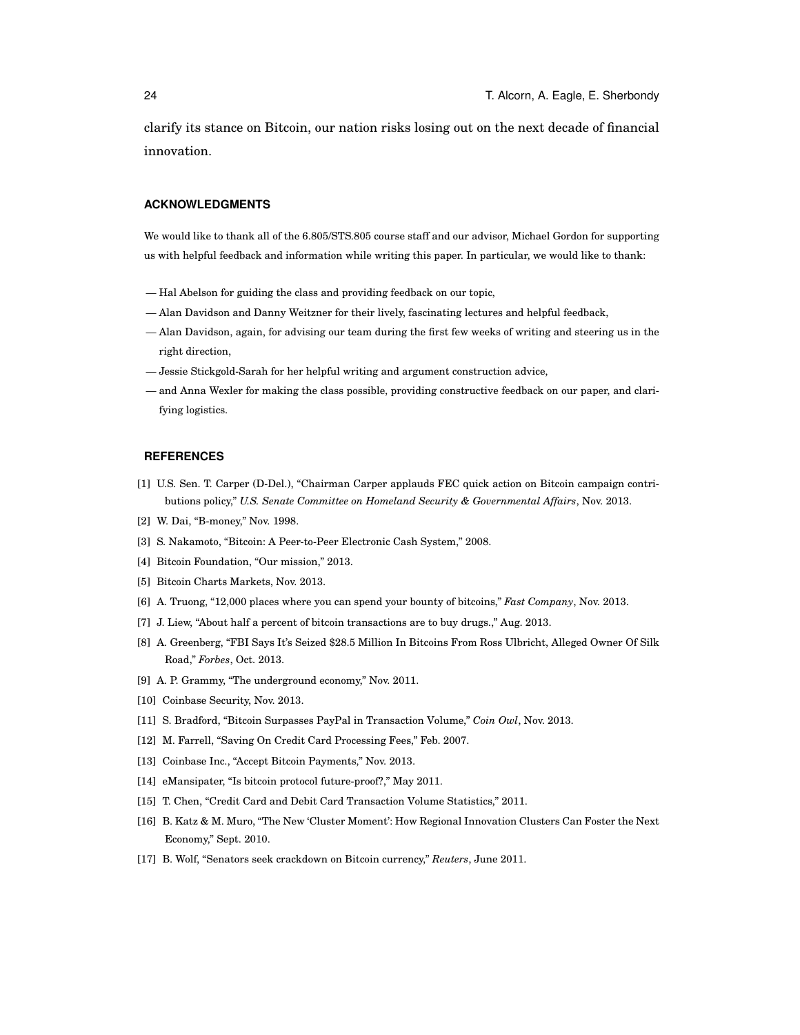clarify its stance on Bitcoin, our nation risks losing out on the next decade of financial innovation.

## ACKNOWLEDGMENTS

We would like to thank all of the 6.805/STS.805 course staff and our advisor, Michael Gordon for supporting us with helpful feedback and information while writing this paper. In particular, we would like to thank:

— Hal Abelson for guiding the class and providing feedback on our topic,

— Alan Davidson and Danny Weitzner for their lively, fascinating lectures and helpful feedback,

— Alan Davidson, again, for advising our team during the first few weeks of writing and steering us in the right direction,

— Jessie Stickgold-Sarah for her helpful writing and argument construction advice,

— and Anna Wexler for making the class possible, providing constructive feedback on our paper, and clarifying logistics.

## REFERENCES

[1] U.S. Sen. T. Carper (D-Del.), "Chairman Carper applauds FEC quick action on Bitcoin campaign contributions policy," *U.S. Senate Committee on Homeland Security & Governmental Affairs*, Nov. 2013.

[2] W. Dai, "B-money," Nov. 1998.

[3] S. Nakamoto, "Bitcoin: A Peer-to-Peer Electronic Cash System," 2008.

[4] Bitcoin Foundation, "Our mission," 2013.

[5] Bitcoin Charts Markets, Nov. 2013.

[6] A. Truong, "12,000 places where you can spend your bounty of bitcoins," *Fast Company*, Nov. 2013.

[7] J. Liew, "About half a percent of bitcoin transactions are to buy drugs.," Aug. 2013.

[8] A. Greenberg, "FBI Says It's Seized $28.5 Million In Bitcoins From Ross Ulbricht, Alleged Owner Of Silk Road," *Forbes*, Oct. 2013.

[9] A. P. Grammy, "The underground economy," Nov. 2011.

[10] Coinbase Security, Nov. 2013.

[11] S. Bradford, "Bitcoin Surpasses PayPal in Transaction Volume," *Coin Owl*, Nov. 2013.

[12] M. Farrell, "Saving On Credit Card Processing Fees," Feb. 2007.

[13] Coinbase Inc., "Accept Bitcoin Payments," Nov. 2013.

[14] eMansipater, "Is bitcoin protocol future-proof?," May 2011.

[15] T. Chen, "Credit Card and Debit Card Transaction Volume Statistics," 2011.

[16] B. Katz & M. Muro, "The New 'Cluster Moment': How Regional Innovation Clusters Can Foster the Next Economy," Sept. 2010.

[17] B. Wolf, "Senators seek crackdown on Bitcoin currency," *Reuters*, June 2011.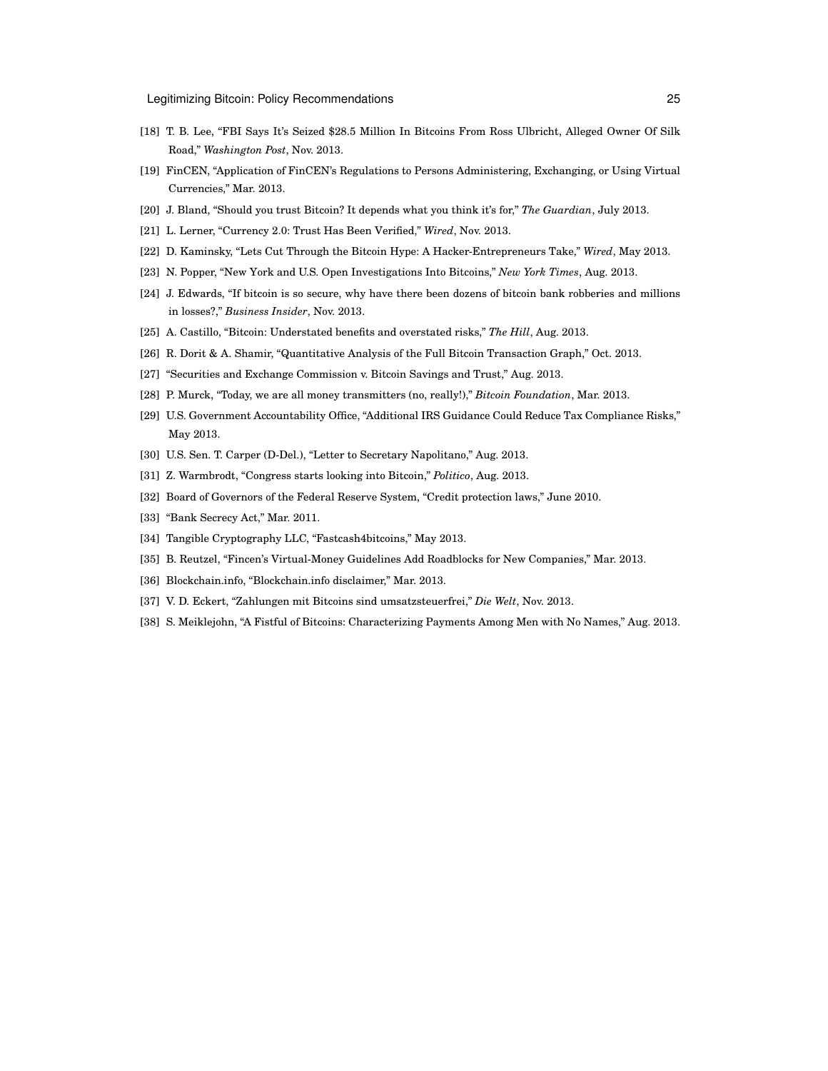[18] T. B. Lee, "FBI Says It's Seized $28.5 Million In Bitcoins From Ross Ulbricht, Alleged Owner Of Silk Road," *Washington Post*, Nov. 2013.

[19] FinCEN, "Application of FinCEN's Regulations to Persons Administering, Exchanging, or Using Virtual Currencies," Mar. 2013.

[20] J. Bland, "Should you trust Bitcoin? It depends what you think it's for," *The Guardian*, July 2013.

[21] L. Lerner, "Currency 2.0: Trust Has Been Verified," *Wired*, Nov. 2013.

[22] D. Kaminsky, "Lets Cut Through the Bitcoin Hype: A Hacker-Entrepreneurs Take," *Wired*, May 2013.

[23] N. Popper, "New York and U.S. Open Investigations Into Bitcoins," *New York Times*, Aug. 2013.

[24] J. Edwards, "If bitcoin is so secure, why have there been dozens of bitcoin bank robberies and millions in losses?," *Business Insider*, Nov. 2013.

[25] A. Castillo, "Bitcoin: Understated benefits and overstated risks," *The Hill*, Aug. 2013.

[26] R. Dorit & A. Shamir, "Quantitative Analysis of the Full Bitcoin Transaction Graph," Oct. 2013.

[27] "Securities and Exchange Commission v. Bitcoin Savings and Trust," Aug. 2013.

[28] P. Murck, "Today, we are all money transmitters (no, really!)," *Bitcoin Foundation*, Mar. 2013.

[29] U.S. Government Accountability Office, "Additional IRS Guidance Could Reduce Tax Compliance Risks," May 2013.

[30] U.S. Sen. T. Carper (D-Del.), "Letter to Secretary Napolitano," Aug. 2013.

[31] Z. Warmbrodt, "Congress starts looking into Bitcoin," *Politico*, Aug. 2013.

[32] Board of Governors of the Federal Reserve System, "Credit protection laws," June 2010.

[33] "Bank Secrecy Act," Mar. 2011.

[34] Tangible Cryptography LLC, "Fastcash4bitcoins," May 2013.

[35] B. Reutzel, "Fincen's Virtual-Money Guidelines Add Roadblocks for New Companies," Mar. 2013.

[36] Blockchain.info, "Blockchain.info disclaimer," Mar. 2013.

[37] V. D. Eckert, "Zahlungen mit Bitcoins sind umsatzsteuerfrei," *Die Welt*, Nov. 2013.

[38] S. Meiklejohn, "A Fistful of Bitcoins: Characterizing Payments Among Men with No Names," Aug. 2013.